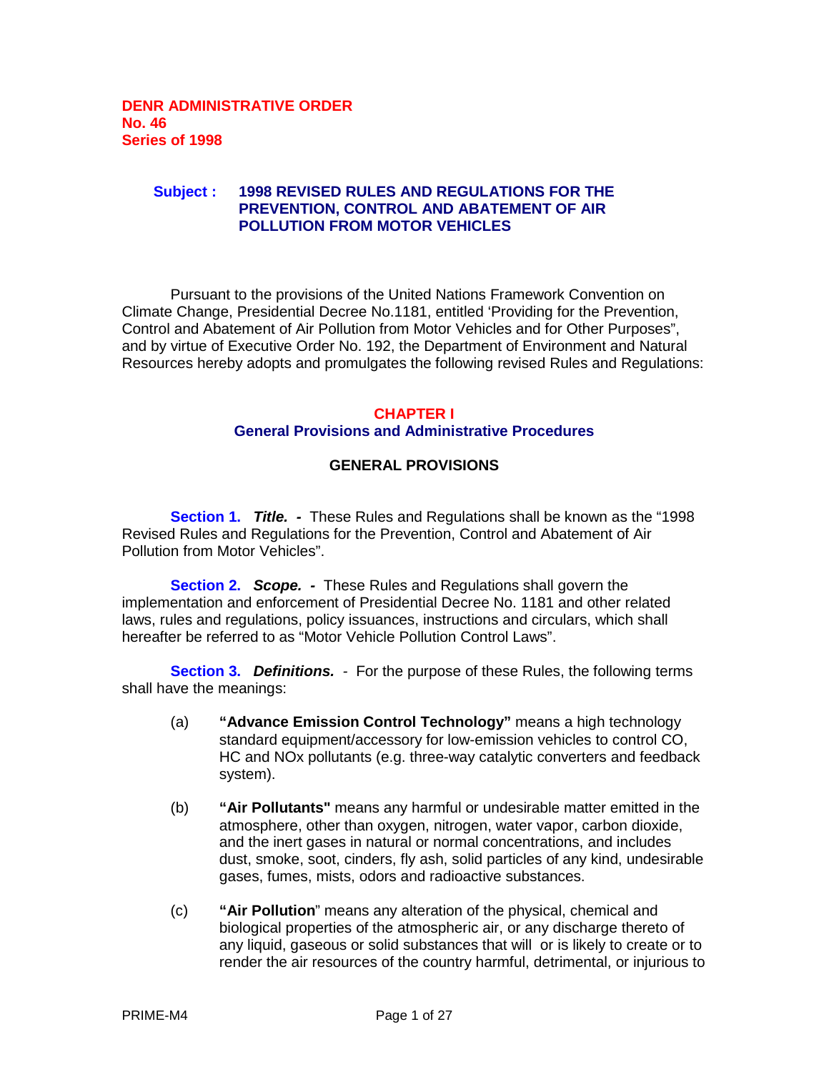**DENR ADMINISTRATIVE ORDER**
**No. 46**
**Series of 1998**

**Subject : 1998 REVISED RULES AND REGULATIONS FOR THE PREVENTION, CONTROL AND ABATEMENT OF AIR POLLUTION FROM MOTOR VEHICLES**

Pursuant to the provisions of the United Nations Framework Convention on Climate Change, Presidential Decree No.1181, entitled 'Providing for the Prevention, Control and Abatement of Air Pollution from Motor Vehicles and for Other Purposes", and by virtue of Executive Order No. 192, the Department of Environment and Natural Resources hereby adopts and promulgates the following revised Rules and Regulations:

# CHAPTER I
## General Provisions and Administrative Procedures

### GENERAL PROVISIONS

**Section 1.** ***Title. -*** These Rules and Regulations shall be known as the "1998 Revised Rules and Regulations for the Prevention, Control and Abatement of Air Pollution from Motor Vehicles".

**Section 2.** ***Scope. -*** These Rules and Regulations shall govern the implementation and enforcement of Presidential Decree No. 1181 and other related laws, rules and regulations, policy issuances, instructions and circulars, which shall hereafter be referred to as "Motor Vehicle Pollution Control Laws".

**Section 3.** ***Definitions.*** - For the purpose of these Rules, the following terms shall have the meanings:

(a) **"Advance Emission Control Technology"** means a high technology standard equipment/accessory for low-emission vehicles to control CO, HC and NOx pollutants (e.g. three-way catalytic converters and feedback system).

(b) **"Air Pollutants"** means any harmful or undesirable matter emitted in the atmosphere, other than oxygen, nitrogen, water vapor, carbon dioxide, and the inert gases in natural or normal concentrations, and includes dust, smoke, soot, cinders, fly ash, solid particles of any kind, undesirable gases, fumes, mists, odors and radioactive substances.

(c) **"Air Pollution"** means any alteration of the physical, chemical and biological properties of the atmospheric air, or any discharge thereto of any liquid, gaseous or solid substances that will or is likely to create or to render the air resources of the country harmful, detrimental, or injurious to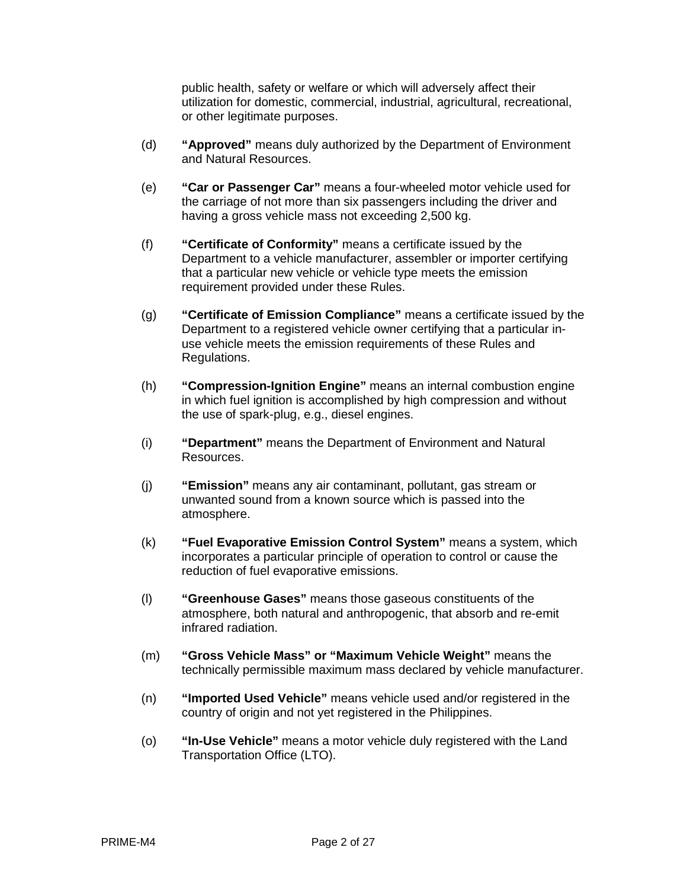public health, safety or welfare or which will adversely affect their utilization for domestic, commercial, industrial, agricultural, recreational, or other legitimate purposes.

(d) **"Approved"** means duly authorized by the Department of Environment and Natural Resources.

(e) **"Car or Passenger Car"** means a four-wheeled motor vehicle used for the carriage of not more than six passengers including the driver and having a gross vehicle mass not exceeding 2,500 kg.

(f) **"Certificate of Conformity"** means a certificate issued by the Department to a vehicle manufacturer, assembler or importer certifying that a particular new vehicle or vehicle type meets the emission requirement provided under these Rules.

(g) **"Certificate of Emission Compliance"** means a certificate issued by the Department to a registered vehicle owner certifying that a particular in-use vehicle meets the emission requirements of these Rules and Regulations.

(h) **"Compression-Ignition Engine"** means an internal combustion engine in which fuel ignition is accomplished by high compression and without the use of spark-plug, e.g., diesel engines.

(i) **"Department"** means the Department of Environment and Natural Resources.

(j) **"Emission"** means any air contaminant, pollutant, gas stream or unwanted sound from a known source which is passed into the atmosphere.

(k) **"Fuel Evaporative Emission Control System"** means a system, which incorporates a particular principle of operation to control or cause the reduction of fuel evaporative emissions.

(l) **"Greenhouse Gases"** means those gaseous constituents of the atmosphere, both natural and anthropogenic, that absorb and re-emit infrared radiation.

(m) **"Gross Vehicle Mass" or "Maximum Vehicle Weight"** means the technically permissible maximum mass declared by vehicle manufacturer.

(n) **"Imported Used Vehicle"** means vehicle used and/or registered in the country of origin and not yet registered in the Philippines.

(o) **"In-Use Vehicle"** means a motor vehicle duly registered with the Land Transportation Office (LTO).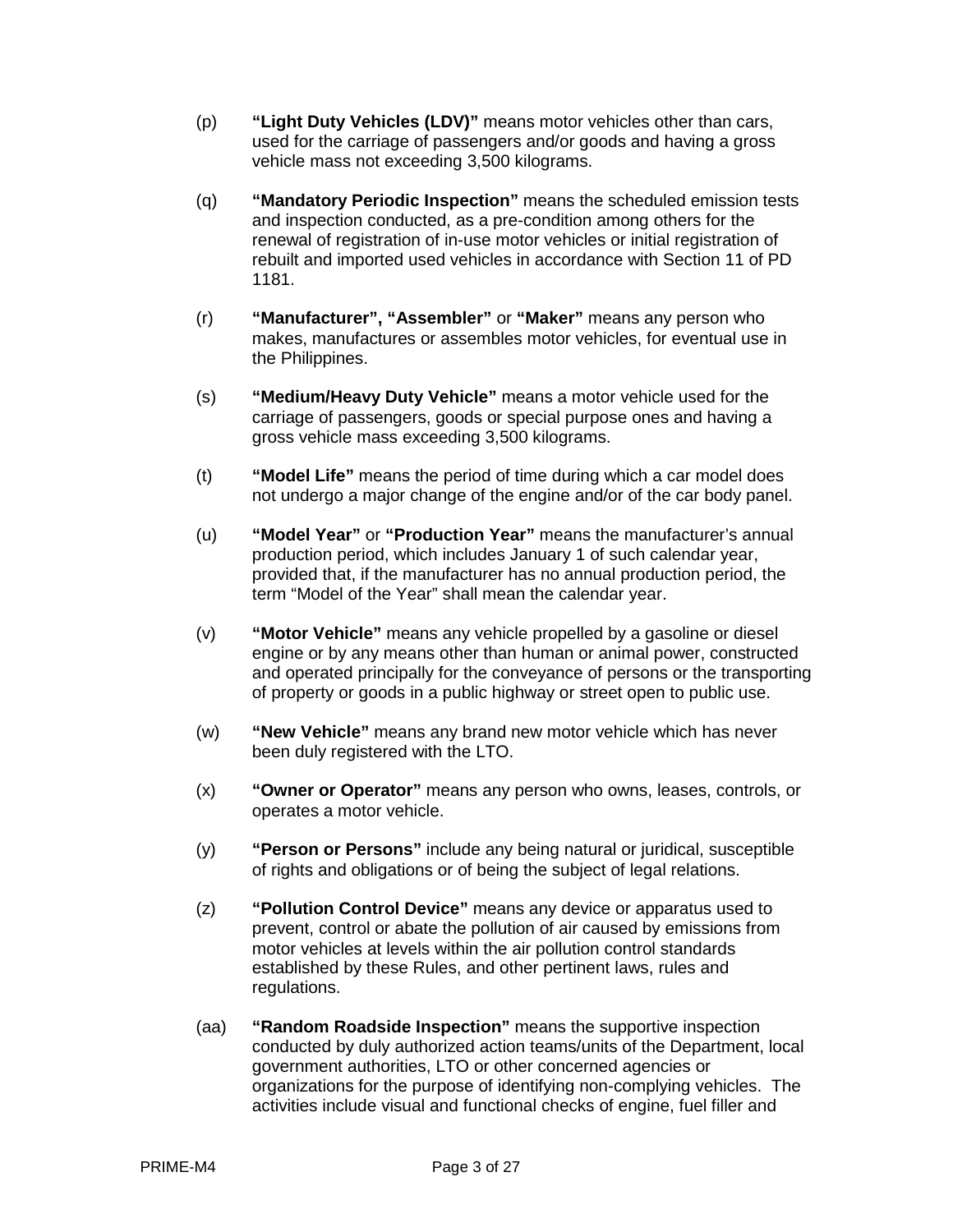(p) **"Light Duty Vehicles (LDV)"** means motor vehicles other than cars, used for the carriage of passengers and/or goods and having a gross vehicle mass not exceeding 3,500 kilograms.

(q) **"Mandatory Periodic Inspection"** means the scheduled emission tests and inspection conducted, as a pre-condition among others for the renewal of registration of in-use motor vehicles or initial registration of rebuilt and imported used vehicles in accordance with Section 11 of PD 1181.

(r) **"Manufacturer", "Assembler"** or **"Maker"** means any person who makes, manufactures or assembles motor vehicles, for eventual use in the Philippines.

(s) **"Medium/Heavy Duty Vehicle"** means a motor vehicle used for the carriage of passengers, goods or special purpose ones and having a gross vehicle mass exceeding 3,500 kilograms.

(t) **"Model Life"** means the period of time during which a car model does not undergo a major change of the engine and/or of the car body panel.

(u) **"Model Year"** or **"Production Year"** means the manufacturer's annual production period, which includes January 1 of such calendar year, provided that, if the manufacturer has no annual production period, the term "Model of the Year" shall mean the calendar year.

(v) **"Motor Vehicle"** means any vehicle propelled by a gasoline or diesel engine or by any means other than human or animal power, constructed and operated principally for the conveyance of persons or the transporting of property or goods in a public highway or street open to public use.

(w) **"New Vehicle"** means any brand new motor vehicle which has never been duly registered with the LTO.

(x) **"Owner or Operator"** means any person who owns, leases, controls, or operates a motor vehicle.

(y) **"Person or Persons"** include any being natural or juridical, susceptible of rights and obligations or of being the subject of legal relations.

(z) **"Pollution Control Device"** means any device or apparatus used to prevent, control or abate the pollution of air caused by emissions from motor vehicles at levels within the air pollution control standards established by these Rules, and other pertinent laws, rules and regulations.

(aa) **"Random Roadside Inspection"** means the supportive inspection conducted by duly authorized action teams/units of the Department, local government authorities, LTO or other concerned agencies or organizations for the purpose of identifying non-complying vehicles. The activities include visual and functional checks of engine, fuel filler and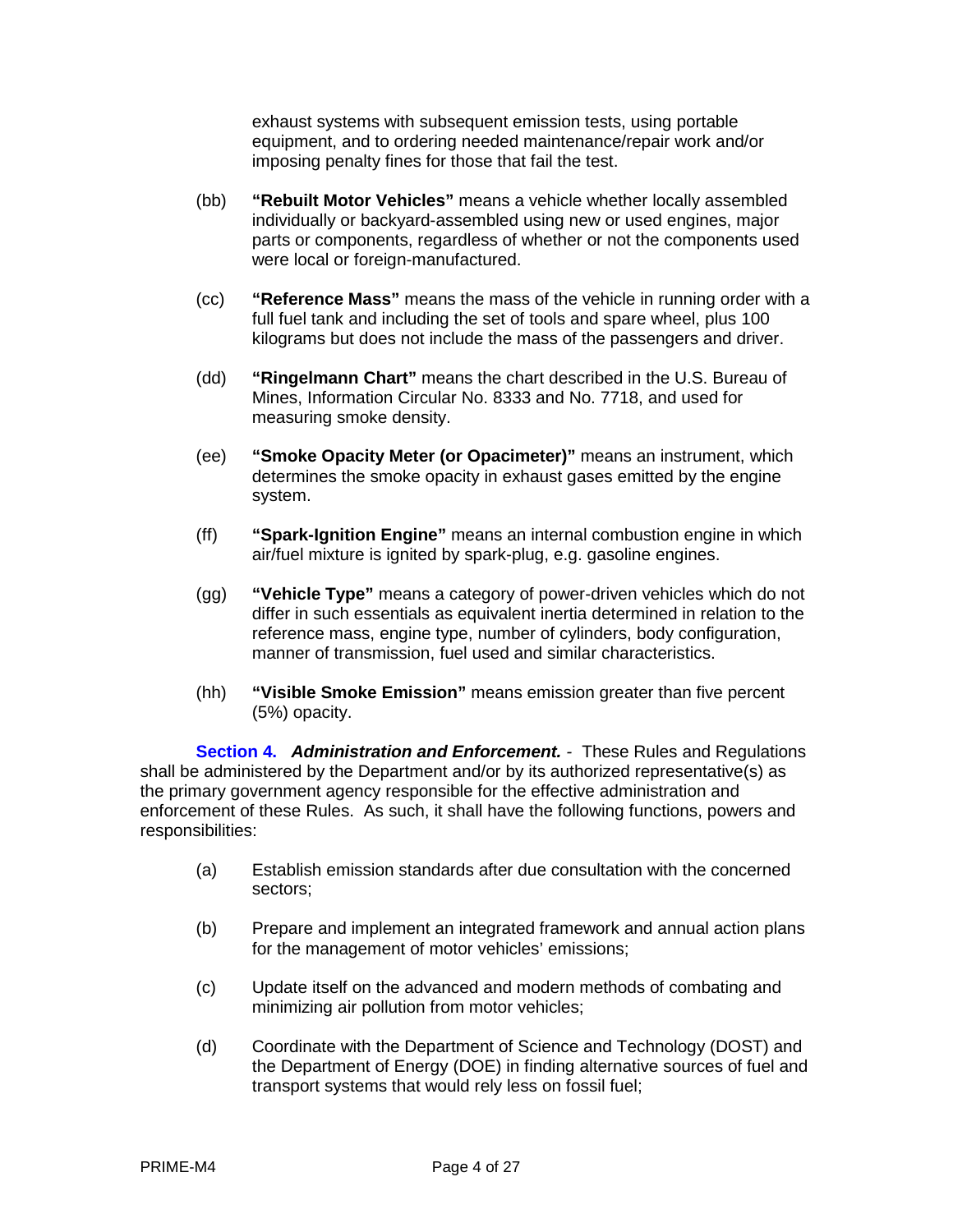exhaust systems with subsequent emission tests, using portable equipment, and to ordering needed maintenance/repair work and/or imposing penalty fines for those that fail the test.

(bb) **"Rebuilt Motor Vehicles"** means a vehicle whether locally assembled individually or backyard-assembled using new or used engines, major parts or components, regardless of whether or not the components used were local or foreign-manufactured.

(cc) **"Reference Mass"** means the mass of the vehicle in running order with a full fuel tank and including the set of tools and spare wheel, plus 100 kilograms but does not include the mass of the passengers and driver.

(dd) **"Ringelmann Chart"** means the chart described in the U.S. Bureau of Mines, Information Circular No. 8333 and No. 7718, and used for measuring smoke density.

(ee) **"Smoke Opacity Meter (or Opacimeter)"** means an instrument, which determines the smoke opacity in exhaust gases emitted by the engine system.

(ff) **"Spark-Ignition Engine"** means an internal combustion engine in which air/fuel mixture is ignited by spark-plug, e.g. gasoline engines.

(gg) **"Vehicle Type"** means a category of power-driven vehicles which do not differ in such essentials as equivalent inertia determined in relation to the reference mass, engine type, number of cylinders, body configuration, manner of transmission, fuel used and similar characteristics.

(hh) **"Visible Smoke Emission"** means emission greater than five percent (5%) opacity.

**Section 4.** ***Administration and Enforcement.*** - These Rules and Regulations shall be administered by the Department and/or by its authorized representative(s) as the primary government agency responsible for the effective administration and enforcement of these Rules. As such, it shall have the following functions, powers and responsibilities:

(a) Establish emission standards after due consultation with the concerned sectors;

(b) Prepare and implement an integrated framework and annual action plans for the management of motor vehicles' emissions;

(c) Update itself on the advanced and modern methods of combating and minimizing air pollution from motor vehicles;

(d) Coordinate with the Department of Science and Technology (DOST) and the Department of Energy (DOE) in finding alternative sources of fuel and transport systems that would rely less on fossil fuel;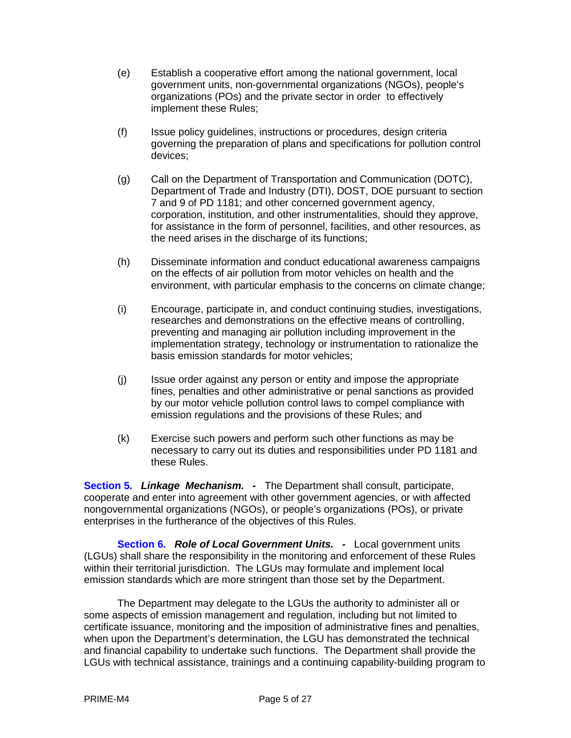(e) Establish a cooperative effort among the national government, local government units, non-governmental organizations (NGOs), people's organizations (POs) and the private sector in order to effectively implement these Rules;

(f) Issue policy guidelines, instructions or procedures, design criteria governing the preparation of plans and specifications for pollution control devices;

(g) Call on the Department of Transportation and Communication (DOTC), Department of Trade and Industry (DTI), DOST, DOE pursuant to section 7 and 9 of PD 1181; and other concerned government agency, corporation, institution, and other instrumentalities, should they approve, for assistance in the form of personnel, facilities, and other resources, as the need arises in the discharge of its functions;

(h) Disseminate information and conduct educational awareness campaigns on the effects of air pollution from motor vehicles on health and the environment, with particular emphasis to the concerns on climate change;

(i) Encourage, participate in, and conduct continuing studies, investigations, researches and demonstrations on the effective means of controlling, preventing and managing air pollution including improvement in the implementation strategy, technology or instrumentation to rationalize the basis emission standards for motor vehicles;

(j) Issue order against any person or entity and impose the appropriate fines, penalties and other administrative or penal sanctions as provided by our motor vehicle pollution control laws to compel compliance with emission regulations and the provisions of these Rules; and

(k) Exercise such powers and perform such other functions as may be necessary to carry out its duties and responsibilities under PD 1181 and these Rules.

**Section 5.** ***Linkage Mechanism. -*** The Department shall consult, participate, cooperate and enter into agreement with other government agencies, or with affected nongovernmental organizations (NGOs), or people's organizations (POs), or private enterprises in the furtherance of the objectives of this Rules.

**Section 6.** ***Role of Local Government Units. -*** Local government units (LGUs) shall share the responsibility in the monitoring and enforcement of these Rules within their territorial jurisdiction. The LGUs may formulate and implement local emission standards which are more stringent than those set by the Department.

The Department may delegate to the LGUs the authority to administer all or some aspects of emission management and regulation, including but not limited to certificate issuance, monitoring and the imposition of administrative fines and penalties, when upon the Department's determination, the LGU has demonstrated the technical and financial capability to undertake such functions. The Department shall provide the LGUs with technical assistance, trainings and a continuing capability-building program to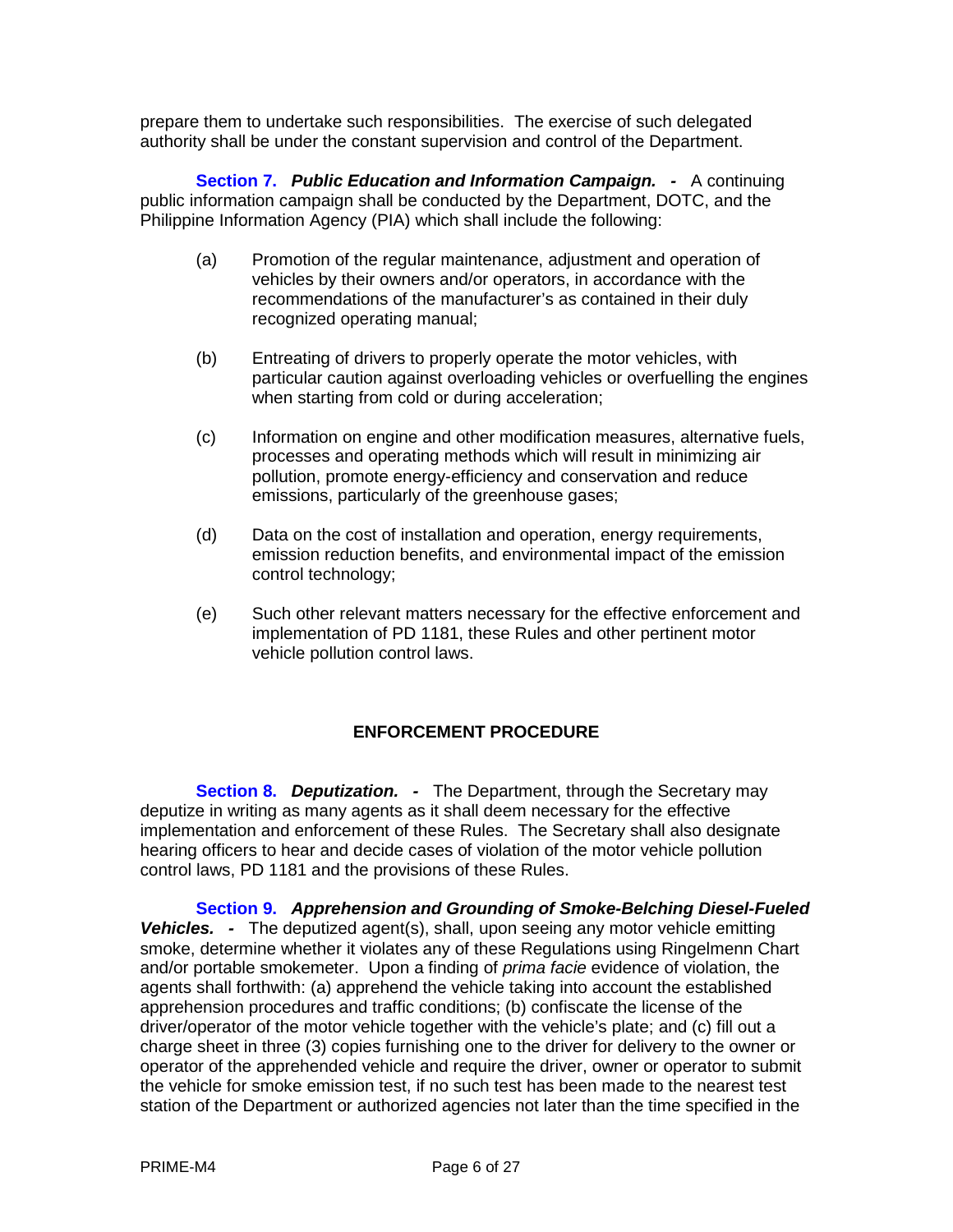prepare them to undertake such responsibilities. The exercise of such delegated authority shall be under the constant supervision and control of the Department.

**Section 7.** ***Public Education and Information Campaign. -*** A continuing public information campaign shall be conducted by the Department, DOTC, and the Philippine Information Agency (PIA) which shall include the following:

(a) Promotion of the regular maintenance, adjustment and operation of vehicles by their owners and/or operators, in accordance with the recommendations of the manufacturer's as contained in their duly recognized operating manual;

(b) Entreating of drivers to properly operate the motor vehicles, with particular caution against overloading vehicles or overfuelling the engines when starting from cold or during acceleration;

(c) Information on engine and other modification measures, alternative fuels, processes and operating methods which will result in minimizing air pollution, promote energy-efficiency and conservation and reduce emissions, particularly of the greenhouse gases;

(d) Data on the cost of installation and operation, energy requirements, emission reduction benefits, and environmental impact of the emission control technology;

(e) Such other relevant matters necessary for the effective enforcement and implementation of PD 1181, these Rules and other pertinent motor vehicle pollution control laws.

## ENFORCEMENT PROCEDURE

**Section 8.** ***Deputization. -*** The Department, through the Secretary may deputize in writing as many agents as it shall deem necessary for the effective implementation and enforcement of these Rules. The Secretary shall also designate hearing officers to hear and decide cases of violation of the motor vehicle pollution control laws, PD 1181 and the provisions of these Rules.

**Section 9.** ***Apprehension and Grounding of Smoke-Belching Diesel-Fueled Vehicles. -*** The deputized agent(s), shall, upon seeing any motor vehicle emitting smoke, determine whether it violates any of these Regulations using Ringelmenn Chart and/or portable smokemeter. Upon a finding of *prima facie* evidence of violation, the agents shall forthwith: (a) apprehend the vehicle taking into account the established apprehension procedures and traffic conditions; (b) confiscate the license of the driver/operator of the motor vehicle together with the vehicle's plate; and (c) fill out a charge sheet in three (3) copies furnishing one to the driver for delivery to the owner or operator of the apprehended vehicle and require the driver, owner or operator to submit the vehicle for smoke emission test, if no such test has been made to the nearest test station of the Department or authorized agencies not later than the time specified in the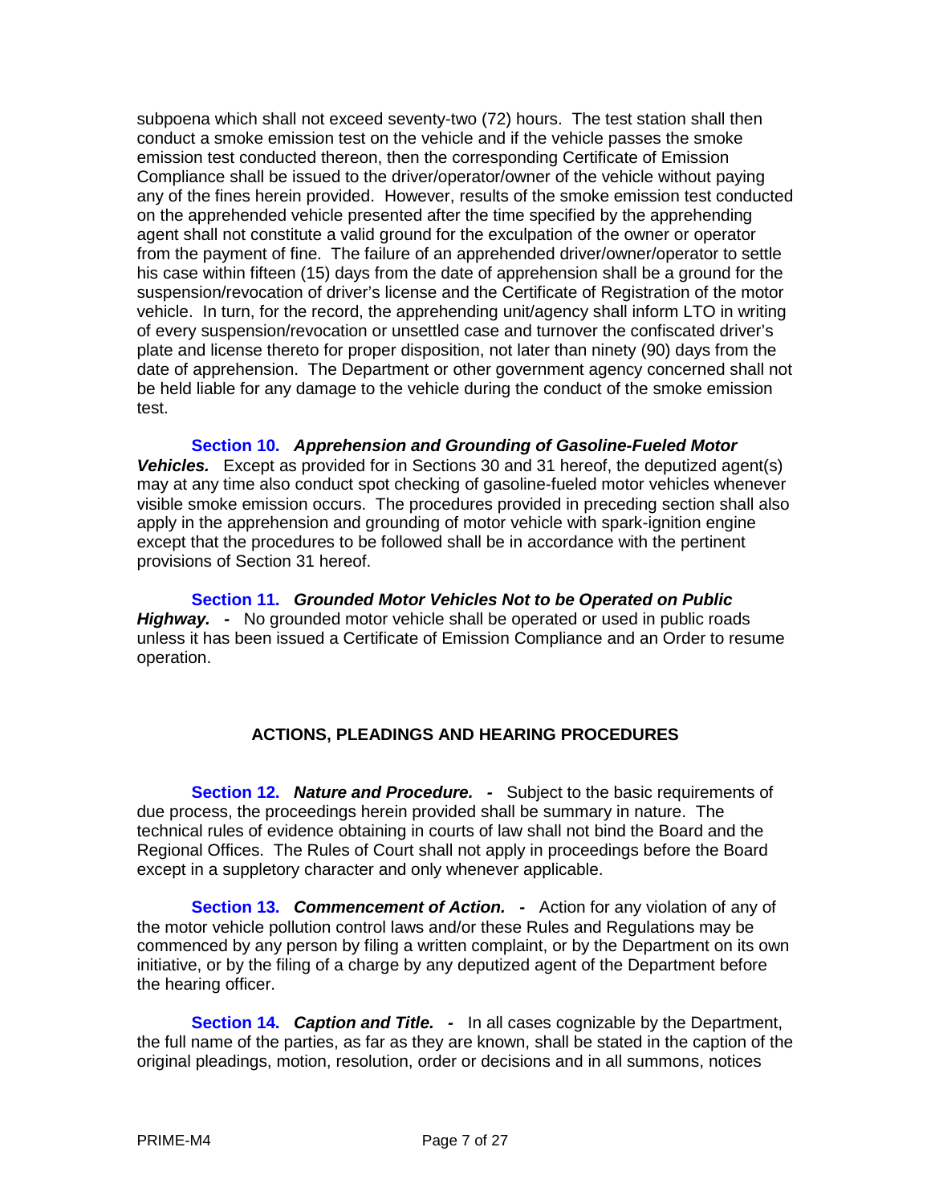subpoena which shall not exceed seventy-two (72) hours. The test station shall then conduct a smoke emission test on the vehicle and if the vehicle passes the smoke emission test conducted thereon, then the corresponding Certificate of Emission Compliance shall be issued to the driver/operator/owner of the vehicle without paying any of the fines herein provided. However, results of the smoke emission test conducted on the apprehended vehicle presented after the time specified by the apprehending agent shall not constitute a valid ground for the exculpation of the owner or operator from the payment of fine. The failure of an apprehended driver/owner/operator to settle his case within fifteen (15) days from the date of apprehension shall be a ground for the suspension/revocation of driver's license and the Certificate of Registration of the motor vehicle. In turn, for the record, the apprehending unit/agency shall inform LTO in writing of every suspension/revocation or unsettled case and turnover the confiscated driver's plate and license thereto for proper disposition, not later than ninety (90) days from the date of apprehension. The Department or other government agency concerned shall not be held liable for any damage to the vehicle during the conduct of the smoke emission test.

**Section 10.** ***Apprehension and Grounding of Gasoline-Fueled Motor Vehicles.*** Except as provided for in Sections 30 and 31 hereof, the deputized agent(s) may at any time also conduct spot checking of gasoline-fueled motor vehicles whenever visible smoke emission occurs. The procedures provided in preceding section shall also apply in the apprehension and grounding of motor vehicle with spark-ignition engine except that the procedures to be followed shall be in accordance with the pertinent provisions of Section 31 hereof.

**Section 11.** ***Grounded Motor Vehicles Not to be Operated on Public Highway. -*** No grounded motor vehicle shall be operated or used in public roads unless it has been issued a Certificate of Emission Compliance and an Order to resume operation.

## ACTIONS, PLEADINGS AND HEARING PROCEDURES

**Section 12.** ***Nature and Procedure. -*** Subject to the basic requirements of due process, the proceedings herein provided shall be summary in nature. The technical rules of evidence obtaining in courts of law shall not bind the Board and the Regional Offices. The Rules of Court shall not apply in proceedings before the Board except in a suppletory character and only whenever applicable.

**Section 13.** ***Commencement of Action. -*** Action for any violation of any of the motor vehicle pollution control laws and/or these Rules and Regulations may be commenced by any person by filing a written complaint, or by the Department on its own initiative, or by the filing of a charge by any deputized agent of the Department before the hearing officer.

**Section 14.** ***Caption and Title. -*** In all cases cognizable by the Department, the full name of the parties, as far as they are known, shall be stated in the caption of the original pleadings, motion, resolution, order or decisions and in all summons, notices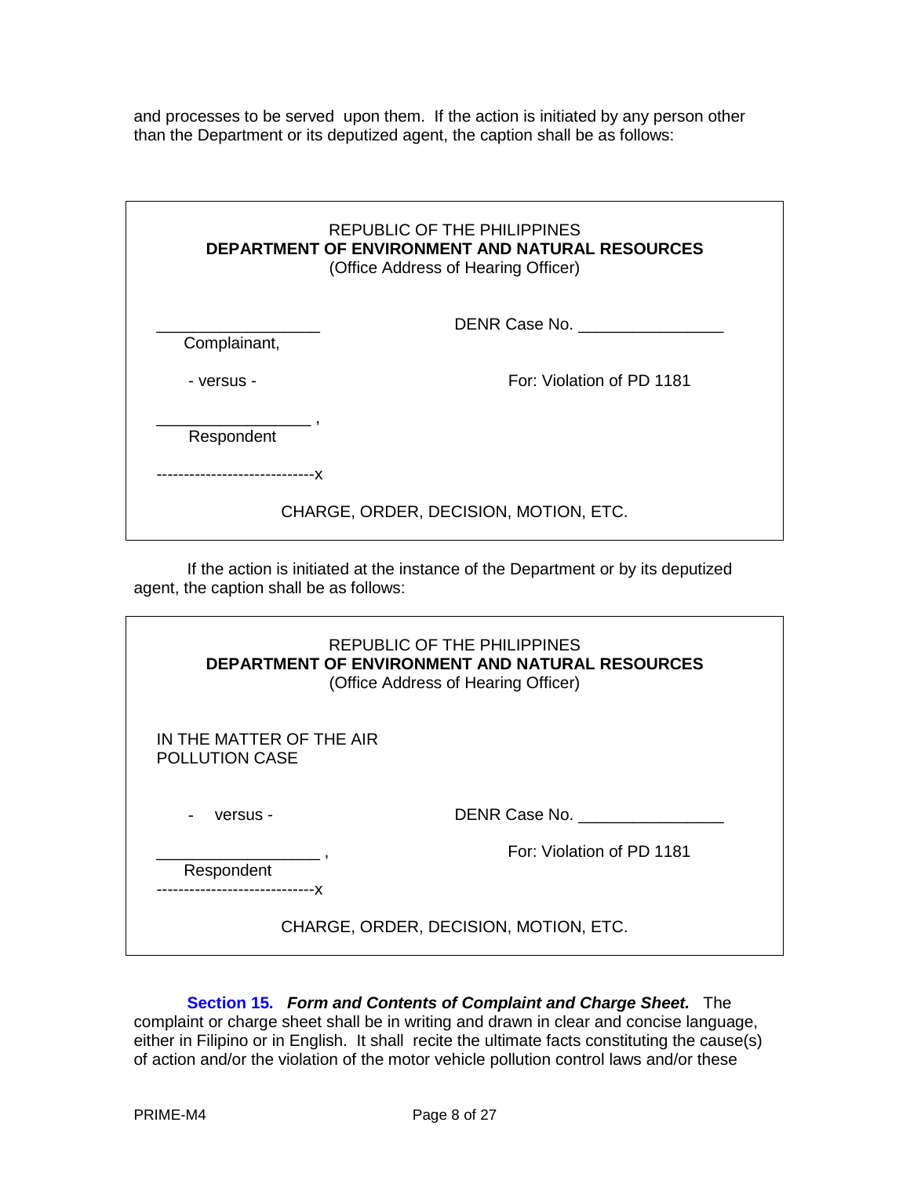and processes to be served upon them. If the action is initiated by any person other than the Department or its deputized agent, the caption shall be as follows:

> REPUBLIC OF THE PHILIPPINES
> **DEPARTMENT OF ENVIRONMENT AND NATURAL RESOURCES**
> (Office Address of Hearing Officer)
>
> ______________________ DEPARTMENT Case No. ________________
> Complainant,
>
> - versus - For: Violation of PD 1181
>
> ____________________ ,
> Respondent
>
> ----------------------------x
>
> CHARGE, ORDER, DECISION, MOTION, ETC.

If the action is initiated at the instance of the Department or by its deputized agent, the caption shall be as follows:

> REPUBLIC OF THE PHILIPPINES
> **DEPARTMENT OF ENVIRONMENT AND NATURAL RESOURCES**
> (Office Address of Hearing Officer)
>
> IN THE MATTER OF THE AIR
> POLLUTION CASE
>
> - versus - DENR Case No. ________________
>
> ______________________ , For: Violation of PD 1181
> Respondent
> ----------------------------x
>
> CHARGE, ORDER, DECISION, MOTION, ETC.

**Section 15.** ***Form and Contents of Complaint and Charge Sheet.*** The complaint or charge sheet shall be in writing and drawn in clear and concise language, either in Filipino or in English. It shall recite the ultimate facts constituting the cause(s) of action and/or the violation of the motor vehicle pollution control laws and/or these

and processes to be served upon them. If the action is initiated by any person other than the Department or its deputized agent, the caption shall be as follows:

> REPUBLIC OF THE PHILIPPINES
> **DEPARTMENT OF ENVIRONMENT AND NATURAL RESOURCES**
> (Office Address of Hearing Officer)
>
> ______________________ DENR Case No. ________________
> Complainant,
>
> - versus - For: Violation of PD 1181
>
> ____________________ ,
> Respondent
>
> ----------------------------x
>
> CHARGE, ORDER, DECISION, MOTION, ETC.

If the action is initiated at the instance of the Department or by its deputized agent, the caption shall be as follows:

> REPUBLIC OF THE PHILIPPINES
> **DEPARTMENT OF ENVIRONMENT AND NATURAL RESOURCES**
> (Office Address of Hearing Officer)
>
> IN THE MATTER OF THE AIR
> POLLUTION CASE
>
> - versus - DENR Case No. ________________
>
> ______________________ , For: Violation of PD 1181
> Respondent
> ----------------------------x
>
> CHARGE, ORDER, DECISION, MOTION, ETC.

**Section 15.** ***Form and Contents of Complaint and Charge Sheet.*** The complaint or charge sheet shall be in writing and drawn in clear and concise language, either in Filipino or in English. It shall recite the ultimate facts constituting the cause(s) of action and/or the violation of the motor vehicle pollution control laws and/or these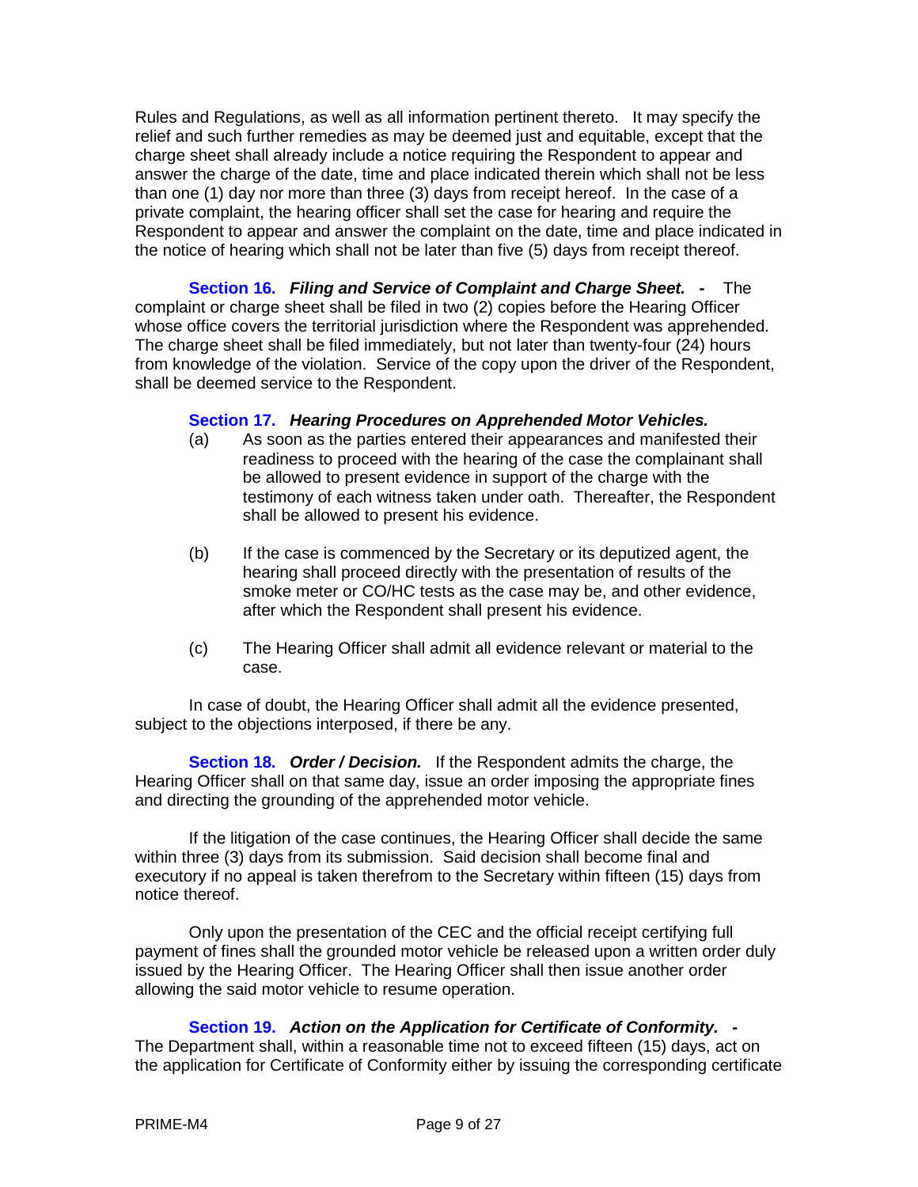Rules and Regulations, as well as all information pertinent thereto. It may specify the relief and such further remedies as may be deemed just and equitable, except that the charge sheet shall already include a notice requiring the Respondent to appear and answer the charge of the date, time and place indicated therein which shall not be less than one (1) day nor more than three (3) days from receipt hereof. In the case of a private complaint, the hearing officer shall set the case for hearing and require the Respondent to appear and answer the complaint on the date, time and place indicated in the notice of hearing which shall not be later than five (5) days from receipt thereof.

**Section 16.** ***Filing and Service of Complaint and Charge Sheet. -*** The complaint or charge sheet shall be filed in two (2) copies before the Hearing Officer whose office covers the territorial jurisdiction where the Respondent was apprehended. The charge sheet shall be filed immediately, but not later than twenty-four (24) hours from knowledge of the violation. Service of the copy upon the driver of the Respondent, shall be deemed service to the Respondent.

**Section 17.** ***Hearing Procedures on Apprehended Motor Vehicles.***

(a) As soon as the parties entered their appearances and manifested their readiness to proceed with the hearing of the case the complainant shall be allowed to present evidence in support of the charge with the testimony of each witness taken under oath. Thereafter, the Respondent shall be allowed to present his evidence.

(b) If the case is commenced by the Secretary or its deputized agent, the hearing shall proceed directly with the presentation of results of the smoke meter or CO/HC tests as the case may be, and other evidence, after which the Respondent shall present his evidence.

(c) The Hearing Officer shall admit all evidence relevant or material to the case.

In case of doubt, the Hearing Officer shall admit all the evidence presented, subject to the objections interposed, if there be any.

**Section 18.** ***Order / Decision.*** If the Respondent admits the charge, the Hearing Officer shall on that same day, issue an order imposing the appropriate fines and directing the grounding of the apprehended motor vehicle.

If the litigation of the case continues, the Hearing Officer shall decide the same within three (3) days from its submission. Said decision shall become final and executory if no appeal is taken therefrom to the Secretary within fifteen (15) days from notice thereof.

Only upon the presentation of the CEC and the official receipt certifying full payment of fines shall the grounded motor vehicle be released upon a written order duly issued by the Hearing Officer. The Hearing Officer shall then issue another order allowing the said motor vehicle to resume operation.

**Section 19.** ***Action on the Application for Certificate of Conformity. -*** The Department shall, within a reasonable time not to exceed fifteen (15) days, act on the application for Certificate of Conformity either by issuing the corresponding certificate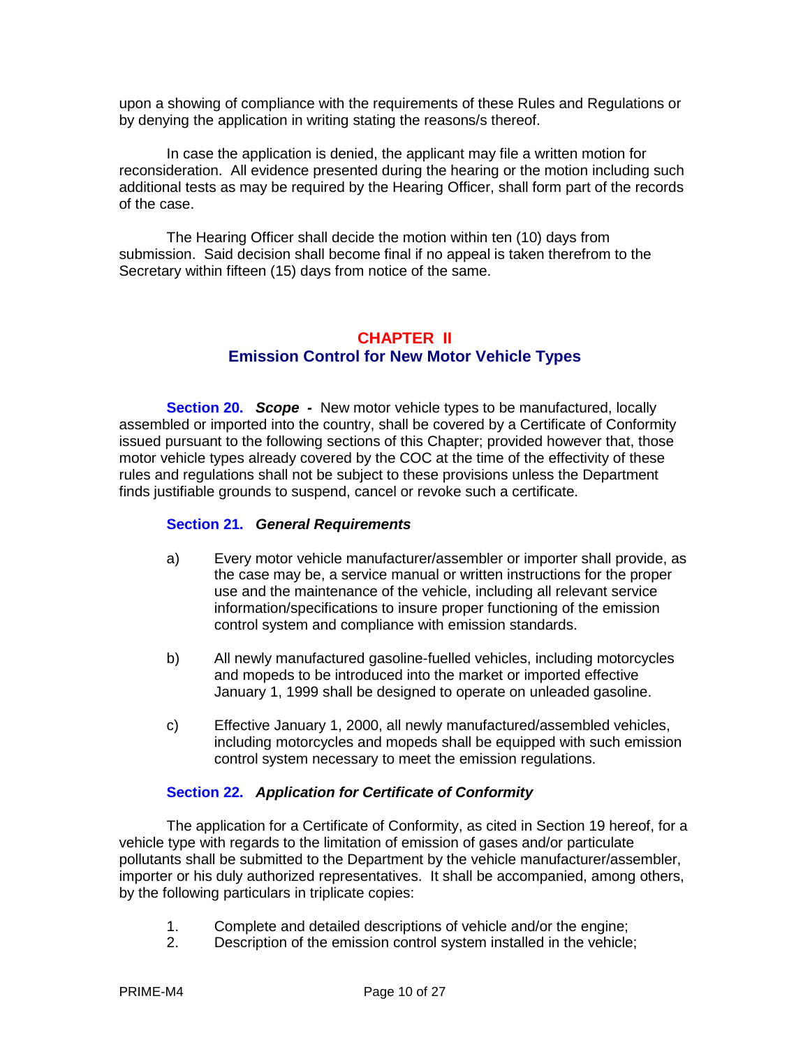upon a showing of compliance with the requirements of these Rules and Regulations or by denying the application in writing stating the reasons/s thereof.

In case the application is denied, the applicant may file a written motion for reconsideration. All evidence presented during the hearing or the motion including such additional tests as may be required by the Hearing Officer, shall form part of the records of the case.

The Hearing Officer shall decide the motion within ten (10) days from submission. Said decision shall become final if no appeal is taken therefrom to the Secretary within fifteen (15) days from notice of the same.

## CHAPTER II
## Emission Control for New Motor Vehicle Types

**Section 20.** ***Scope -*** New motor vehicle types to be manufactured, locally assembled or imported into the country, shall be covered by a Certificate of Conformity issued pursuant to the following sections of this Chapter; provided however that, those motor vehicle types already covered by the COC at the time of the effectivity of these rules and regulations shall not be subject to these provisions unless the Department finds justifiable grounds to suspend, cancel or revoke such a certificate.

**Section 21.** ***General Requirements***

a) Every motor vehicle manufacturer/assembler or importer shall provide, as the case may be, a service manual or written instructions for the proper use and the maintenance of the vehicle, including all relevant service information/specifications to insure proper functioning of the emission control system and compliance with emission standards.

b) All newly manufactured gasoline-fuelled vehicles, including motorcycles and mopeds to be introduced into the market or imported effective January 1, 1999 shall be designed to operate on unleaded gasoline.

c) Effective January 1, 2000, all newly manufactured/assembled vehicles, including motorcycles and mopeds shall be equipped with such emission control system necessary to meet the emission regulations.

**Section 22.** ***Application for Certificate of Conformity***

The application for a Certificate of Conformity, as cited in Section 19 hereof, for a vehicle type with regards to the limitation of emission of gases and/or particulate pollutants shall be submitted to the Department by the vehicle manufacturer/assembler, importer or his duly authorized representatives. It shall be accompanied, among others, by the following particulars in triplicate copies:

1. Complete and detailed descriptions of vehicle and/or the engine;
2. Description of the emission control system installed in the vehicle;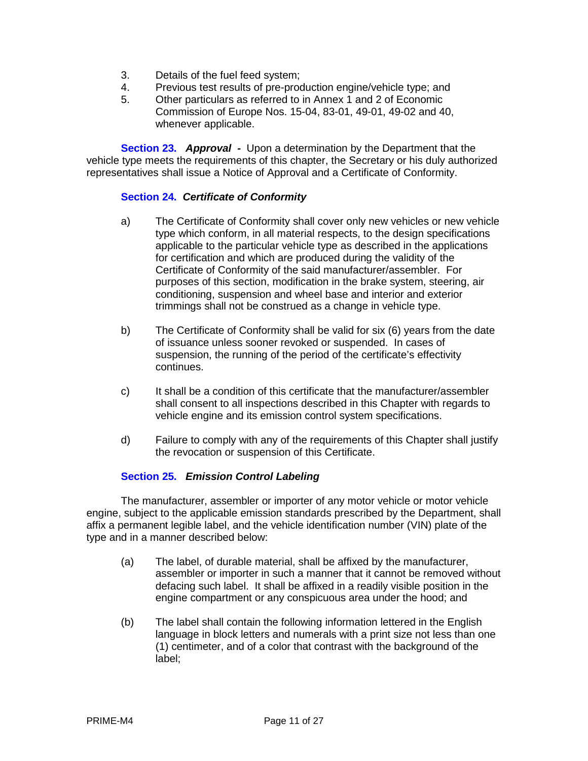3. Details of the fuel feed system;
4. Previous test results of pre-production engine/vehicle type; and
5. Other particulars as referred to in Annex 1 and 2 of Economic Commission of Europe Nos. 15-04, 83-01, 49-01, 49-02 and 40, whenever applicable.

**Section 23.** ***Approval -*** Upon a determination by the Department that the vehicle type meets the requirements of this chapter, the Secretary or his duly authorized representatives shall issue a Notice of Approval and a Certificate of Conformity.

**Section 24.** ***Certificate of Conformity***

a) The Certificate of Conformity shall cover only new vehicles or new vehicle type which conform, in all material respects, to the design specifications applicable to the particular vehicle type as described in the applications for certification and which are produced during the validity of the Certificate of Conformity of the said manufacturer/assembler. For purposes of this section, modification in the brake system, steering, air conditioning, suspension and wheel base and interior and exterior trimmings shall not be construed as a change in vehicle type.

b) The Certificate of Conformity shall be valid for six (6) years from the date of issuance unless sooner revoked or suspended. In cases of suspension, the running of the period of the certificate's effectivity continues.

c) It shall be a condition of this certificate that the manufacturer/assembler shall consent to all inspections described in this Chapter with regards to vehicle engine and its emission control system specifications.

d) Failure to comply with any of the requirements of this Chapter shall justify the revocation or suspension of this Certificate.

**Section 25.** ***Emission Control Labeling***

The manufacturer, assembler or importer of any motor vehicle or motor vehicle engine, subject to the applicable emission standards prescribed by the Department, shall affix a permanent legible label, and the vehicle identification number (VIN) plate of the type and in a manner described below:

(a) The label, of durable material, shall be affixed by the manufacturer, assembler or importer in such a manner that it cannot be removed without defacing such label. It shall be affixed in a readily visible position in the engine compartment or any conspicuous area under the hood; and

(b) The label shall contain the following information lettered in the English language in block letters and numerals with a print size not less than one (1) centimeter, and of a color that contrast with the background of the label;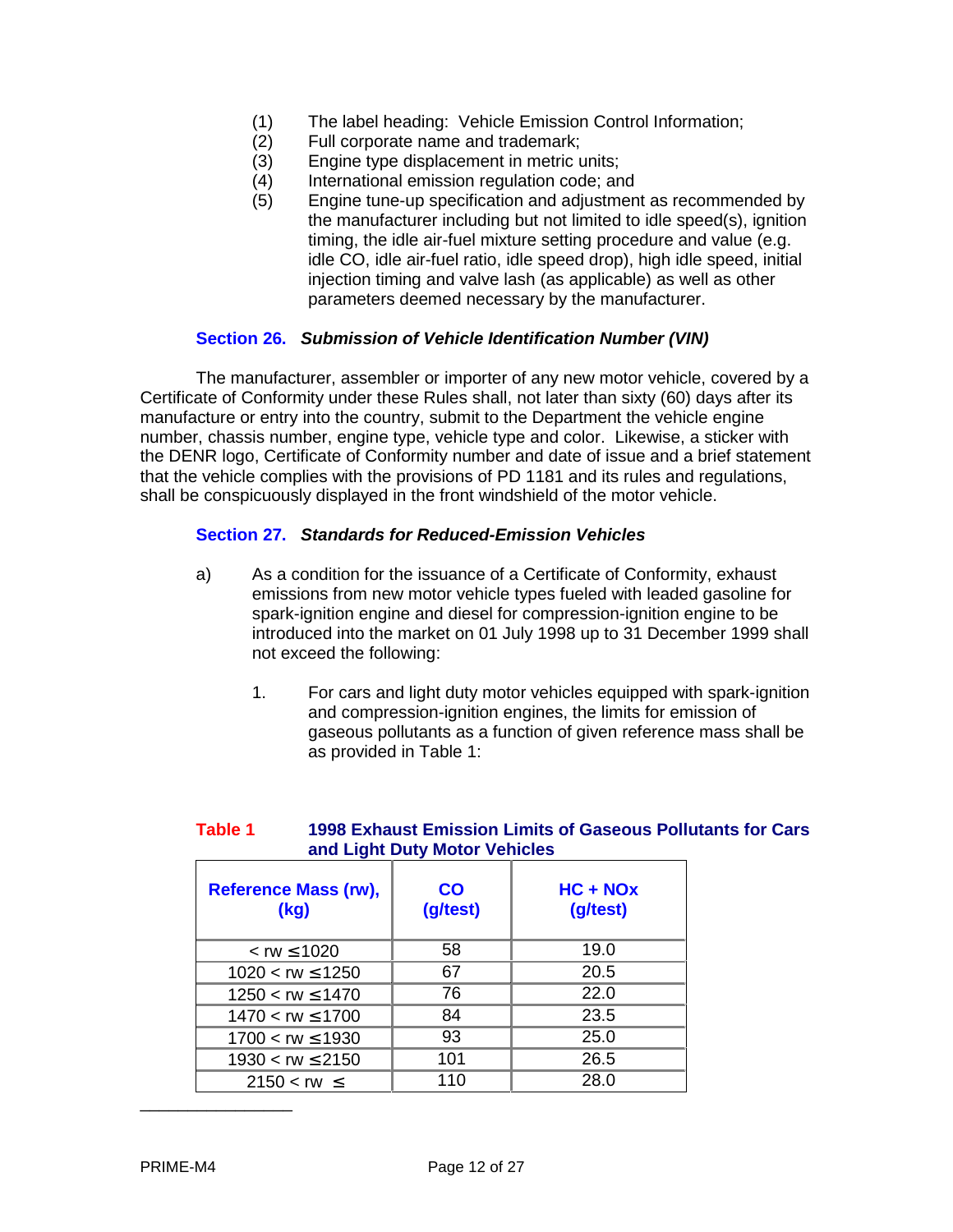(1) The label heading: Vehicle Emission Control Information;
(2) Full corporate name and trademark;
(3) Engine type displacement in metric units;
(4) International emission regulation code; and
(5) Engine tune-up specification and adjustment as recommended by the manufacturer including but not limited to idle speed(s), ignition timing, the idle air-fuel mixture setting procedure and value (e.g. idle CO, idle air-fuel ratio, idle speed drop), high idle speed, initial injection timing and valve lash (as applicable) as well as other parameters deemed necessary by the manufacturer.

### Section 26. *Submission of Vehicle Identification Number (VIN)*

The manufacturer, assembler or importer of any new motor vehicle, covered by a Certificate of Conformity under these Rules shall, not later than sixty (60) days after its manufacture or entry into the country, submit to the Department the vehicle engine number, chassis number, engine type, vehicle type and color. Likewise, a sticker with the DENR logo, Certificate of Conformity number and date of issue and a brief statement that the vehicle complies with the provisions of PD 1181 and its rules and regulations, shall be conspicuously displayed in the front windshield of the motor vehicle.

### Section 27. *Standards for Reduced-Emission Vehicles*

a) As a condition for the issuance of a Certificate of Conformity, exhaust emissions from new motor vehicle types fueled with leaded gasoline for spark-ignition engine and diesel for compression-ignition engine to be introduced into the market on 01 July 1998 up to 31 December 1999 shall not exceed the following:

   1. For cars and light duty motor vehicles equipped with spark-ignition and compression-ignition engines, the limits for emission of gaseous pollutants as a function of given reference mass shall be as provided in Table 1:

**Table 1 1998 Exhaust Emission Limits of Gaseous Pollutants for Cars and Light Duty Motor Vehicles**

| Reference Mass (rw), (kg) | CO (g/test) | HC + NOx (g/test) |
|---|---|---|
| < rw ≤ 1020 | 58 | 19.0 |
| 1020 < rw ≤ 1250 | 67 | 20.5 |
| 1250 < rw ≤ 1470 | 76 | 22.0 |
| 1470 < rw ≤ 1700 | 84 | 23.5 |
| 1700 < rw ≤ 1930 | 93 | 25.0 |
| 1930 < rw ≤ 2150 | 101 | 26.5 |
| 2150 < rw ≤ | 110 | 28.0 |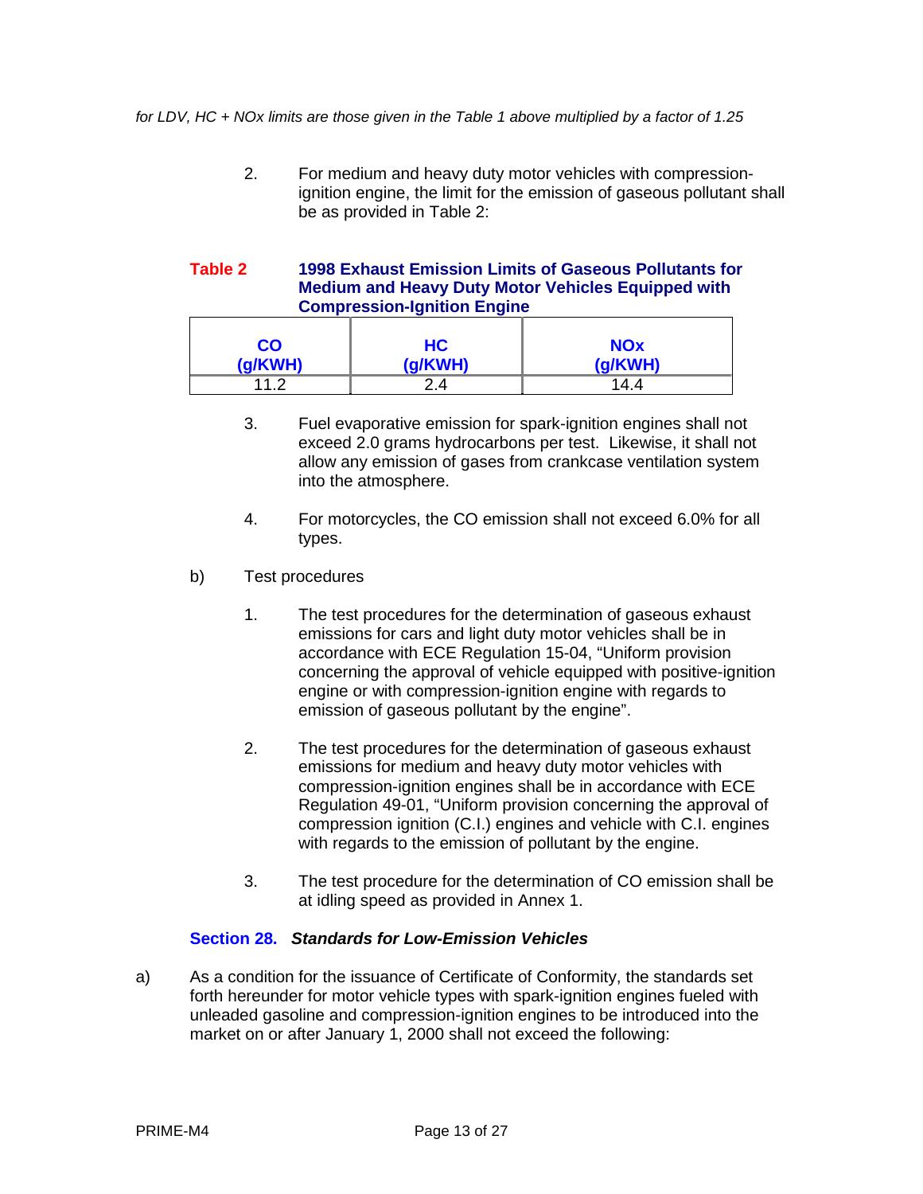*for LDV, HC + NOx limits are those given in the Table 1 above multiplied by a factor of 1.25*

2. For medium and heavy duty motor vehicles with compression-ignition engine, the limit for the emission of gaseous pollutant shall be as provided in Table 2:

**Table 2 1998 Exhaust Emission Limits of Gaseous Pollutants for Medium and Heavy Duty Motor Vehicles Equipped with Compression-Ignition Engine**

| CO (g/KWH) | HC (g/KWH) | NOx (g/KWH) |
|---|---|---|
| 11.2 | 2.4 | 14.4 |

3. Fuel evaporative emission for spark-ignition engines shall not exceed 2.0 grams hydrocarbons per test. Likewise, it shall not allow any emission of gases from crankcase ventilation system into the atmosphere.

4. For motorcycles, the CO emission shall not exceed 6.0% for all types.

b) Test procedures

1. The test procedures for the determination of gaseous exhaust emissions for cars and light duty motor vehicles shall be in accordance with ECE Regulation 15-04, "Uniform provision concerning the approval of vehicle equipped with positive-ignition engine or with compression-ignition engine with regards to emission of gaseous pollutant by the engine".

2. The test procedures for the determination of gaseous exhaust emissions for medium and heavy duty motor vehicles with compression-ignition engines shall be in accordance with ECE Regulation 49-01, "Uniform provision concerning the approval of compression ignition (C.I.) engines and vehicle with C.I. engines with regards to the emission of pollutant by the engine.

3. The test procedure for the determination of CO emission shall be at idling speed as provided in Annex 1.

### Section 28. *Standards for Low-Emission Vehicles*

a) As a condition for the issuance of Certificate of Conformity, the standards set forth hereunder for motor vehicle types with spark-ignition engines fueled with unleaded gasoline and compression-ignition engines to be introduced into the market on or after January 1, 2000 shall not exceed the following: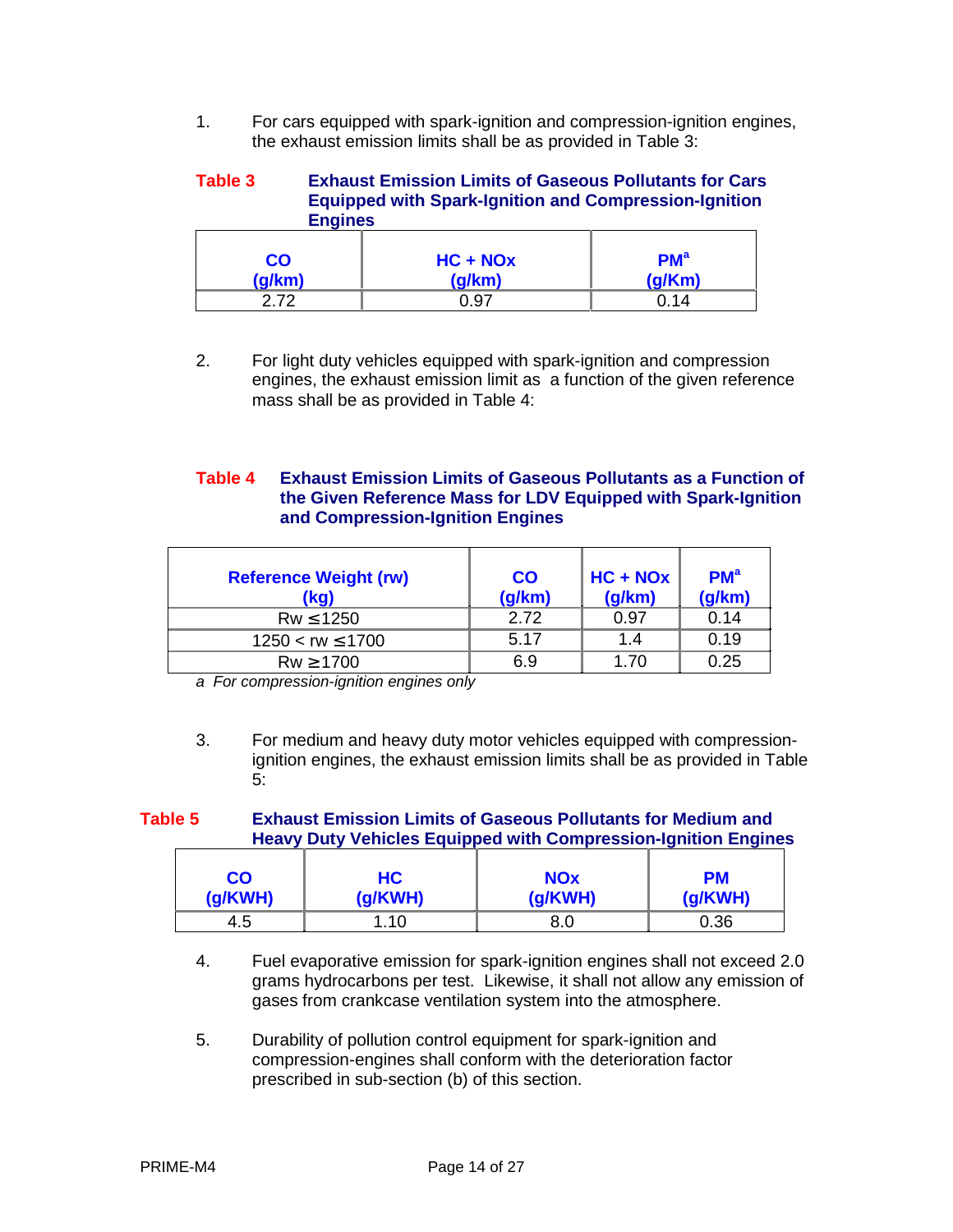1. For cars equipped with spark-ignition and compression-ignition engines, the exhaust emission limits shall be as provided in Table 3:

**Table 3 Exhaust Emission Limits of Gaseous Pollutants for Cars Equipped with Spark-Ignition and Compression-Ignition Engines**

| CO (g/km) | HC + NOx (g/km) | PM[a] (g/Km) |
|---|---|---|
| 2.72 | 0.97 | 0.14 |

2. For light duty vehicles equipped with spark-ignition and compression engines, the exhaust emission limit as a function of the given reference mass shall be as provided in Table 4:

**Table 4 Exhaust Emission Limits of Gaseous Pollutants as a Function of the Given Reference Mass for LDV Equipped with Spark-Ignition and Compression-Ignition Engines**

| Reference Weight (rw) (kg) | CO (g/km) | HC + NOx (g/km) | PM[a] (g/km) |
|---|---|---|---|
| Rw ≤1250 | 2.72 | 0.97 | 0.14 |
| 1250 < rw ≤1700 | 5.17 | 1.4 | 0.19 |
| Rw ≥1700 | 6.9 | 1.70 | 0.25 |

*a For compression-ignition engines only*

3. For medium and heavy duty motor vehicles equipped with compression-ignition engines, the exhaust emission limits shall be as provided in Table 5:

**Table 5 Exhaust Emission Limits of Gaseous Pollutants for Medium and Heavy Duty Vehicles Equipped with Compression-Ignition Engines**

| CO (g/KWH) | HC (g/KWH) | NOx (g/KWH) | PM (g/KWH) |
|---|---|---|---|
| 4.5 | 1.10 | 8.0 | 0.36 |

4. Fuel evaporative emission for spark-ignition engines shall not exceed 2.0 grams hydrocarbons per test. Likewise, it shall not allow any emission of gases from crankcase ventilation system into the atmosphere.

5. Durability of pollution control equipment for spark-ignition and compression-engines shall conform with the deterioration factor prescribed in sub-section (b) of this section.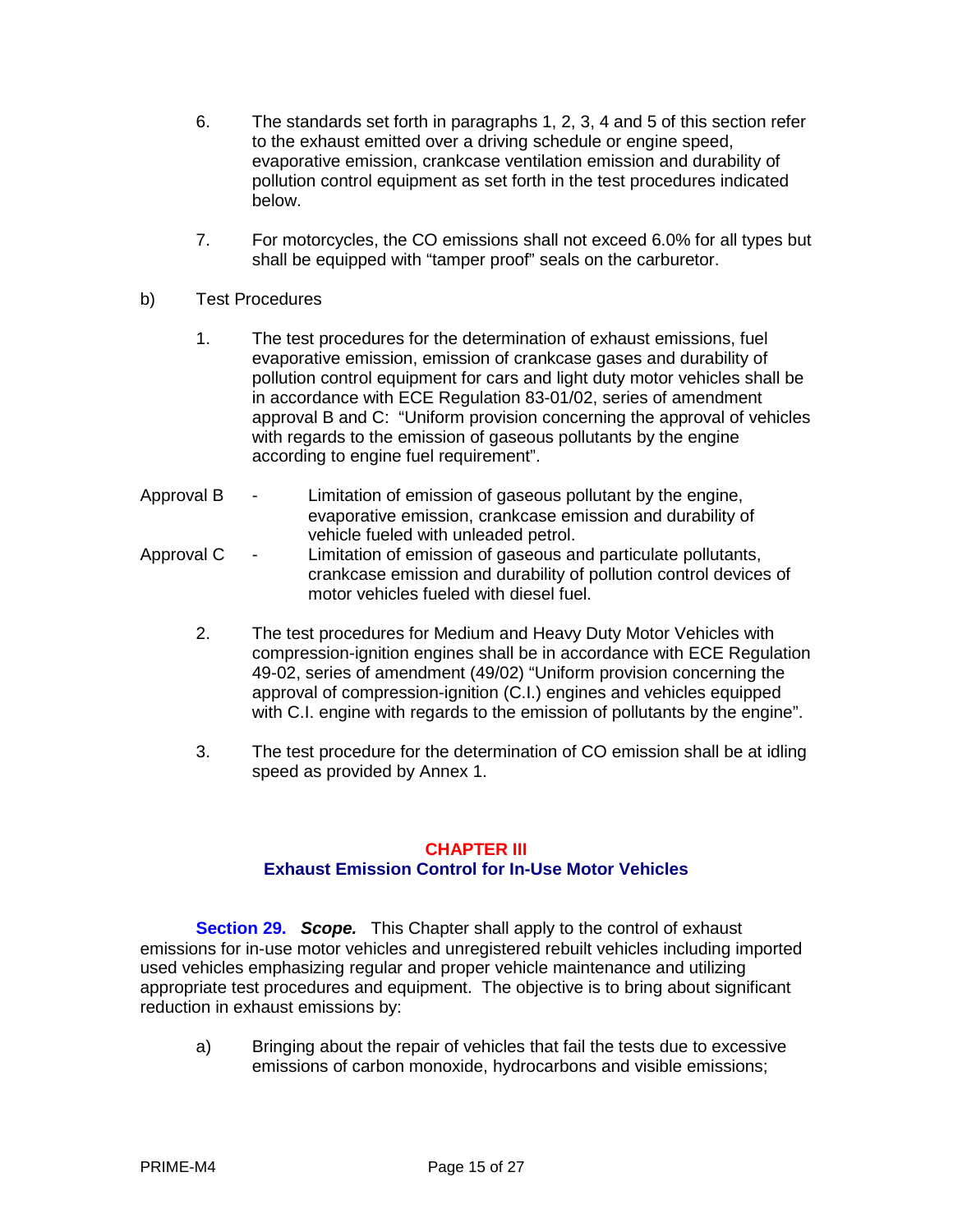6. The standards set forth in paragraphs 1, 2, 3, 4 and 5 of this section refer to the exhaust emitted over a driving schedule or engine speed, evaporative emission, crankcase ventilation emission and durability of pollution control equipment as set forth in the test procedures indicated below.

7. For motorcycles, the CO emissions shall not exceed 6.0% for all types but shall be equipped with "tamper proof" seals on the carburetor.

b) Test Procedures

1. The test procedures for the determination of exhaust emissions, fuel evaporative emission, emission of crankcase gases and durability of pollution control equipment for cars and light duty motor vehicles shall be in accordance with ECE Regulation 83-01/02, series of amendment approval B and C: "Uniform provision concerning the approval of vehicles with regards to the emission of gaseous pollutants by the engine according to engine fuel requirement".

Approval B - Limitation of emission of gaseous pollutant by the engine, evaporative emission, crankcase emission and durability of vehicle fueled with unleaded petrol.

Approval C - Limitation of emission of gaseous and particulate pollutants, crankcase emission and durability of pollution control devices of motor vehicles fueled with diesel fuel.

2. The test procedures for Medium and Heavy Duty Motor Vehicles with compression-ignition engines shall be in accordance with ECE Regulation 49-02, series of amendment (49/02) "Uniform provision concerning the approval of compression-ignition (C.I.) engines and vehicles equipped with C.I. engine with regards to the emission of pollutants by the engine".

3. The test procedure for the determination of CO emission shall be at idling speed as provided by Annex 1.

## CHAPTER III
## Exhaust Emission Control for In-Use Motor Vehicles

**Section 29.** ***Scope.*** This Chapter shall apply to the control of exhaust emissions for in-use motor vehicles and unregistered rebuilt vehicles including imported used vehicles emphasizing regular and proper vehicle maintenance and utilizing appropriate test procedures and equipment. The objective is to bring about significant reduction in exhaust emissions by:

a) Bringing about the repair of vehicles that fail the tests due to excessive emissions of carbon monoxide, hydrocarbons and visible emissions;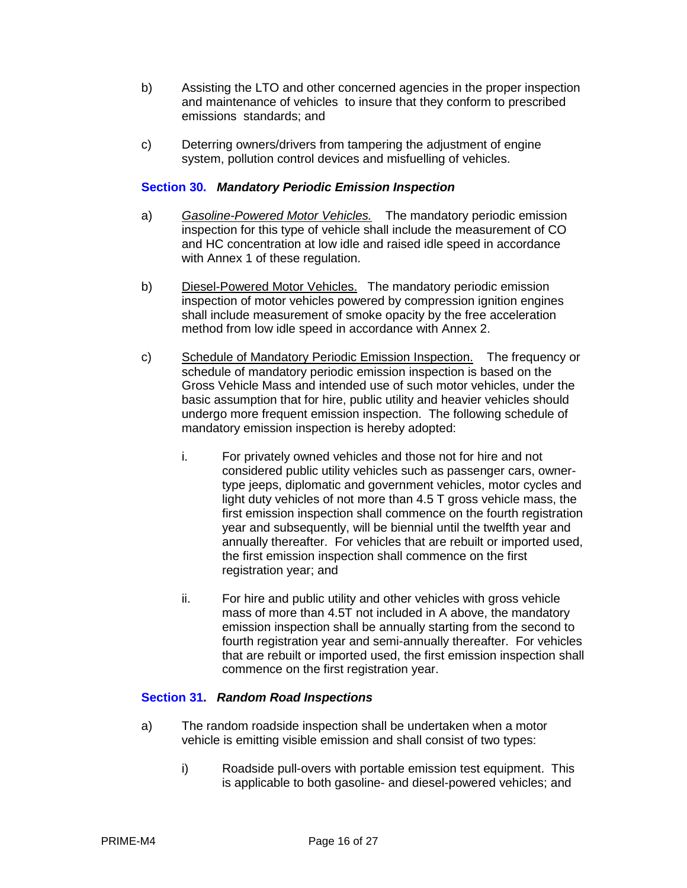b) Assisting the LTO and other concerned agencies in the proper inspection and maintenance of vehicles to insure that they conform to prescribed emissions standards; and

c) Deterring owners/drivers from tampering the adjustment of engine system, pollution control devices and misfuelling of vehicles.

### Section 30. *Mandatory Periodic Emission Inspection*

a) *Gasoline-Powered Motor Vehicles.* The mandatory periodic emission inspection for this type of vehicle shall include the measurement of CO and HC concentration at low idle and raised idle speed in accordance with Annex 1 of these regulation.

b) Diesel-Powered Motor Vehicles. The mandatory periodic emission inspection of motor vehicles powered by compression ignition engines shall include measurement of smoke opacity by the free acceleration method from low idle speed in accordance with Annex 2.

c) Schedule of Mandatory Periodic Emission Inspection. The frequency or schedule of mandatory periodic emission inspection is based on the Gross Vehicle Mass and intended use of such motor vehicles, under the basic assumption that for hire, public utility and heavier vehicles should undergo more frequent emission inspection. The following schedule of mandatory emission inspection is hereby adopted:

   i. For privately owned vehicles and those not for hire and not considered public utility vehicles such as passenger cars, owner-type jeeps, diplomatic and government vehicles, motor cycles and light duty vehicles of not more than 4.5 T gross vehicle mass, the first emission inspection shall commence on the fourth registration year and subsequently, will be biennial until the twelfth year and annually thereafter. For vehicles that are rebuilt or imported used, the first emission inspection shall commence on the first registration year; and

   ii. For hire and public utility and other vehicles with gross vehicle mass of more than 4.5T not included in A above, the mandatory emission inspection shall be annually starting from the second to fourth registration year and semi-annually thereafter. For vehicles that are rebuilt or imported used, the first emission inspection shall commence on the first registration year.

### Section 31. *Random Road Inspections*

a) The random roadside inspection shall be undertaken when a motor vehicle is emitting visible emission and shall consist of two types:

   i) Roadside pull-overs with portable emission test equipment. This is applicable to both gasoline- and diesel-powered vehicles; and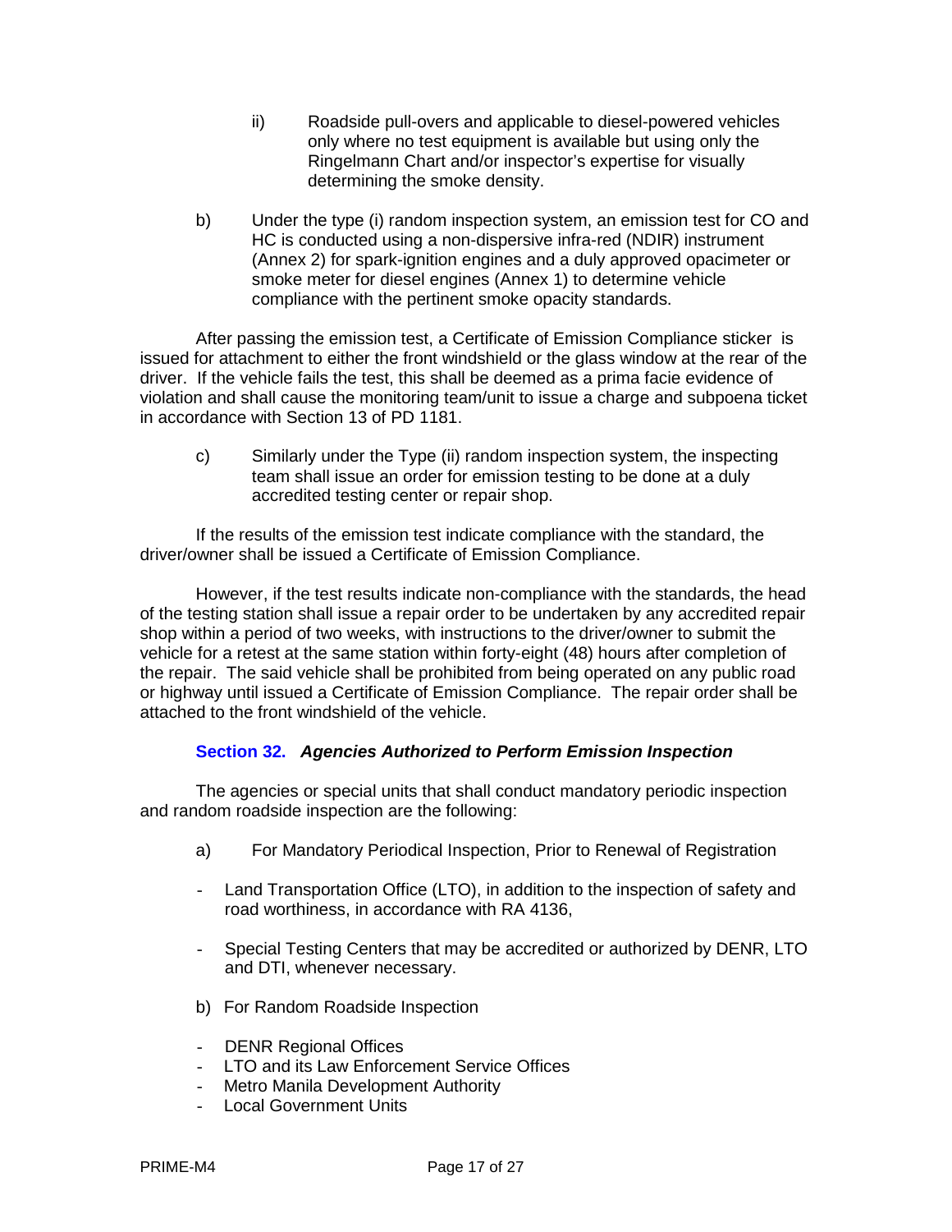ii) Roadside pull-overs and applicable to diesel-powered vehicles only where no test equipment is available but using only the Ringelmann Chart and/or inspector's expertise for visually determining the smoke density.

b) Under the type (i) random inspection system, an emission test for CO and HC is conducted using a non-dispersive infra-red (NDIR) instrument (Annex 2) for spark-ignition engines and a duly approved opacimeter or smoke meter for diesel engines (Annex 1) to determine vehicle compliance with the pertinent smoke opacity standards.

After passing the emission test, a Certificate of Emission Compliance sticker is issued for attachment to either the front windshield or the glass window at the rear of the driver. If the vehicle fails the test, this shall be deemed as a prima facie evidence of violation and shall cause the monitoring team/unit to issue a charge and subpoena ticket in accordance with Section 13 of PD 1181.

c) Similarly under the Type (ii) random inspection system, the inspecting team shall issue an order for emission testing to be done at a duly accredited testing center or repair shop.

If the results of the emission test indicate compliance with the standard, the driver/owner shall be issued a Certificate of Emission Compliance.

However, if the test results indicate non-compliance with the standards, the head of the testing station shall issue a repair order to be undertaken by any accredited repair shop within a period of two weeks, with instructions to the driver/owner to submit the vehicle for a retest at the same station within forty-eight (48) hours after completion of the repair. The said vehicle shall be prohibited from being operated on any public road or highway until issued a Certificate of Emission Compliance. The repair order shall be attached to the front windshield of the vehicle.

### Section 32. *Agencies Authorized to Perform Emission Inspection*

The agencies or special units that shall conduct mandatory periodic inspection and random roadside inspection are the following:

a) For Mandatory Periodical Inspection, Prior to Renewal of Registration

- Land Transportation Office (LTO), in addition to the inspection of safety and road worthiness, in accordance with RA 4136,
- Special Testing Centers that may be accredited or authorized by DENR, LTO and DTI, whenever necessary.

b) For Random Roadside Inspection

- DENR Regional Offices
- LTO and its Law Enforcement Service Offices
- Metro Manila Development Authority
- Local Government Units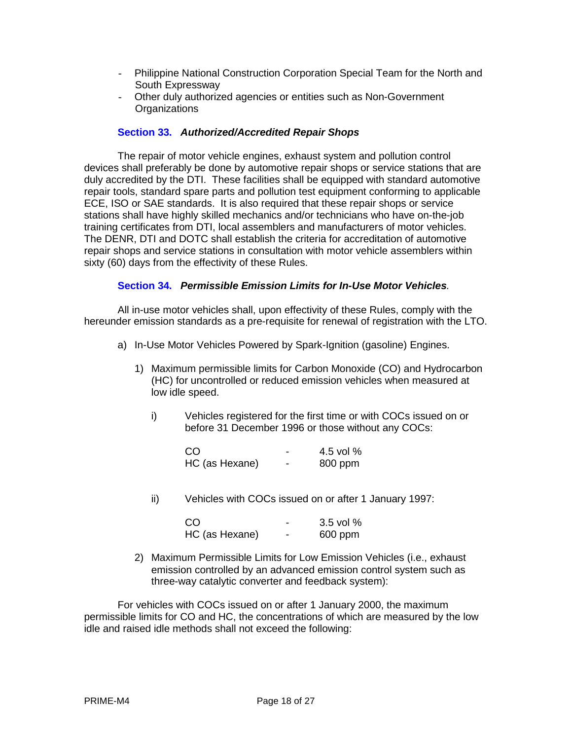- Philippine National Construction Corporation Special Team for the North and South Expressway
- Other duly authorized agencies or entities such as Non-Government Organizations

### Section 33. *Authorized/Accredited Repair Shops*

The repair of motor vehicle engines, exhaust system and pollution control devices shall preferably be done by automotive repair shops or service stations that are duly accredited by the DTI. These facilities shall be equipped with standard automotive repair tools, standard spare parts and pollution test equipment conforming to applicable ECE, ISO or SAE standards. It is also required that these repair shops or service stations shall have highly skilled mechanics and/or technicians who have on-the-job training certificates from DTI, local assemblers and manufacturers of motor vehicles. The DENR, DTI and DOTC shall establish the criteria for accreditation of automotive repair shops and service stations in consultation with motor vehicle assemblers within sixty (60) days from the effectivity of these Rules.

### Section 34. *Permissible Emission Limits for In-Use Motor Vehicles.*

All in-use motor vehicles shall, upon effectivity of these Rules, comply with the hereunder emission standards as a pre-requisite for renewal of registration with the LTO.

a) In-Use Motor Vehicles Powered by Spark-Ignition (gasoline) Engines.

   1) Maximum permissible limits for Carbon Monoxide (CO) and Hydrocarbon (HC) for uncontrolled or reduced emission vehicles when measured at low idle speed.

      i) Vehicles registered for the first time or with COCs issued on or before 31 December 1996 or those without any COCs:

         CO - 4.5 vol %
         HC (as Hexane) - 800 ppm

      ii) Vehicles with COCs issued on or after 1 January 1997:

         CO - 3.5 vol %
         HC (as Hexane) - 600 ppm

   2) Maximum Permissible Limits for Low Emission Vehicles (i.e., exhaust emission controlled by an advanced emission control system such as three-way catalytic converter and feedback system):

For vehicles with COCs issued on or after 1 January 2000, the maximum permissible limits for CO and HC, the concentrations of which are measured by the low idle and raised idle methods shall not exceed the following: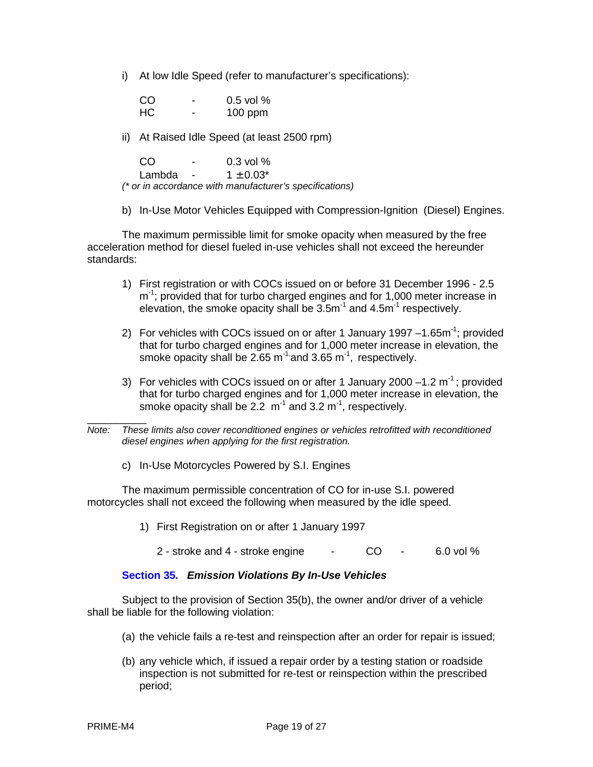i) At low Idle Speed (refer to manufacturer's specifications):

| | | |
|---|---|---|
| CO | - | 0.5 vol % |
| HC | - | 100 ppm |

ii) At Raised Idle Speed (at least 2500 rpm)

| | | |
|---|---|---|
| CO | - | 0.3 vol % |
| Lambda | - | $1 \pm 0.03$* |

*(* or in accordance with manufacturer's specifications)*

b) In-Use Motor Vehicles Equipped with Compression-Ignition (Diesel) Engines.

The maximum permissible limit for smoke opacity when measured by the free acceleration method for diesel fueled in-use vehicles shall not exceed the hereunder standards:

1) First registration or with COCs issued on or before 31 December 1996 - 2.5 $m^{-1}$; provided that for turbo charged engines and for 1,000 meter increase in elevation, the smoke opacity shall be $3.5 m^{-1}$ and $4.5 m^{-1}$ respectively.

2) For vehicles with COCs issued on or after 1 January 1997 – $1.65 m^{-1}$; provided that for turbo charged engines and for 1,000 meter increase in elevation, the smoke opacity shall be $2.65 m^{-1}$ and $3.65 m^{-1}$, respectively.

3) For vehicles with COCs issued on or after 1 January 2000 – $1.2 m^{-1}$; provided that for turbo charged engines and for 1,000 meter increase in elevation, the smoke opacity shall be $2.2 m^{-1}$ and $3.2 m^{-1}$, respectively.

___________

*Note: These limits also cover reconditioned engines or vehicles retrofitted with reconditioned diesel engines when applying for the first registration.*

c) In-Use Motorcycles Powered by S.I. Engines

The maximum permissible concentration of CO for in-use S.I. powered motorcycles shall not exceed the following when measured by the idle speed.

1) First Registration on or after 1 January 1997

2 - stroke and 4 - stroke engine - CO - 6.0 vol %

### Section 35. *Emission Violations By In-Use Vehicles*

Subject to the provision of Section 35(b), the owner and/or driver of a vehicle shall be liable for the following violation:

(a) the vehicle fails a re-test and reinspection after an order for repair is issued;

(b) any vehicle which, if issued a repair order by a testing station or roadside inspection is not submitted for re-test or reinspection within the prescribed period;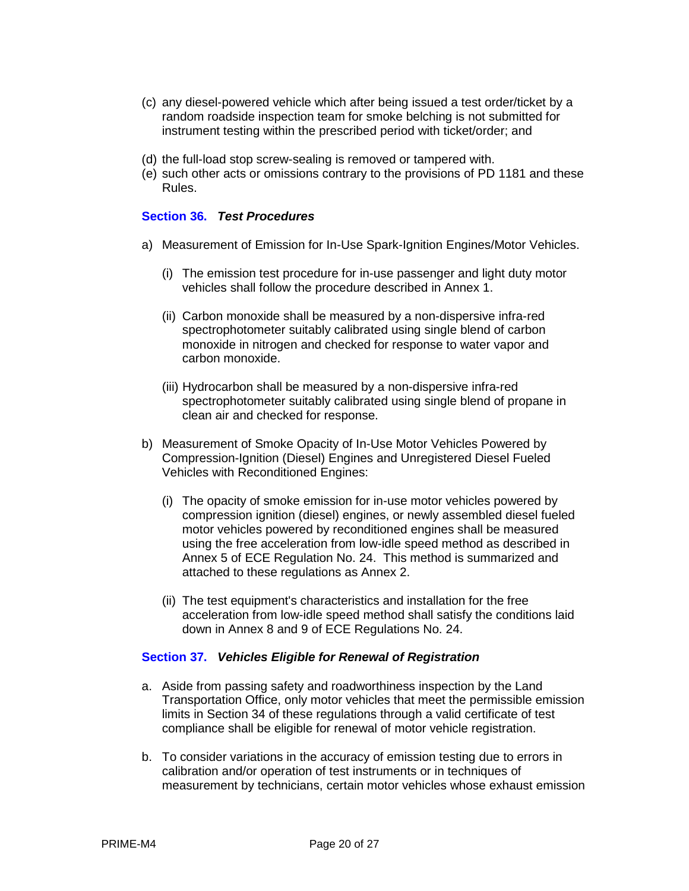(c) any diesel-powered vehicle which after being issued a test order/ticket by a random roadside inspection team for smoke belching is not submitted for instrument testing within the prescribed period with ticket/order; and

(d) the full-load stop screw-sealing is removed or tampered with.

(e) such other acts or omissions contrary to the provisions of PD 1181 and these Rules.

### Section 36. *Test Procedures*

a) Measurement of Emission for In-Use Spark-Ignition Engines/Motor Vehicles.

   (i) The emission test procedure for in-use passenger and light duty motor vehicles shall follow the procedure described in Annex 1.

   (ii) Carbon monoxide shall be measured by a non-dispersive infra-red spectrophotometer suitably calibrated using single blend of carbon monoxide in nitrogen and checked for response to water vapor and carbon monoxide.

   (iii) Hydrocarbon shall be measured by a non-dispersive infra-red spectrophotometer suitably calibrated using single blend of propane in clean air and checked for response.

b) Measurement of Smoke Opacity of In-Use Motor Vehicles Powered by Compression-Ignition (Diesel) Engines and Unregistered Diesel Fueled Vehicles with Reconditioned Engines:

   (i) The opacity of smoke emission for in-use motor vehicles powered by compression ignition (diesel) engines, or newly assembled diesel fueled motor vehicles powered by reconditioned engines shall be measured using the free acceleration from low-idle speed method as described in Annex 5 of ECE Regulation No. 24. This method is summarized and attached to these regulations as Annex 2.

   (ii) The test equipment's characteristics and installation for the free acceleration from low-idle speed method shall satisfy the conditions laid down in Annex 8 and 9 of ECE Regulations No. 24.

### Section 37. *Vehicles Eligible for Renewal of Registration*

a. Aside from passing safety and roadworthiness inspection by the Land Transportation Office, only motor vehicles that meet the permissible emission limits in Section 34 of these regulations through a valid certificate of test compliance shall be eligible for renewal of motor vehicle registration.

b. To consider variations in the accuracy of emission testing due to errors in calibration and/or operation of test instruments or in techniques of measurement by technicians, certain motor vehicles whose exhaust emission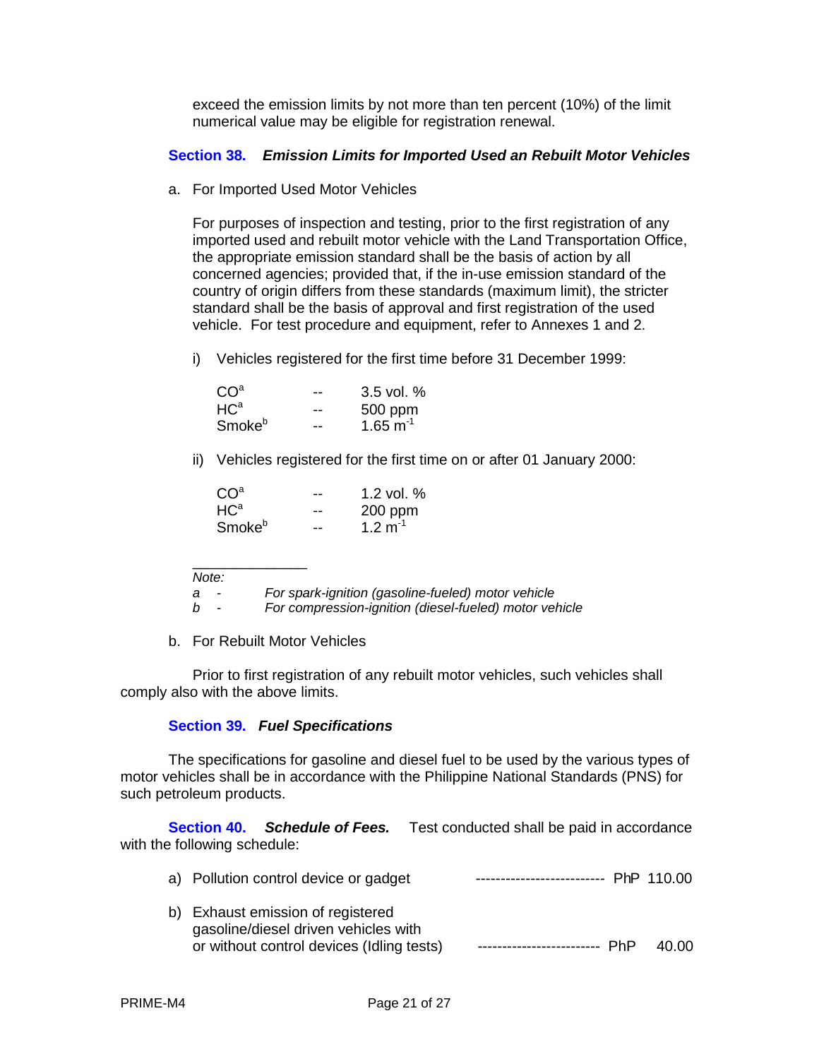exceed the emission limits by not more than ten percent (10%) of the limit numerical value may be eligible for registration renewal.

### Section 38. *Emission Limits for Imported Used an Rebuilt Motor Vehicles*

a. For Imported Used Motor Vehicles

For purposes of inspection and testing, prior to the first registration of any imported used and rebuilt motor vehicle with the Land Transportation Office, the appropriate emission standard shall be the basis of action by all concerned agencies; provided that, if the in-use emission standard of the country of origin differs from these standards (maximum limit), the stricter standard shall be the basis of approval and first registration of the used vehicle. For test procedure and equipment, refer to Annexes 1 and 2.

i) Vehicles registered for the first time before 31 December 1999:

| | | |
|---|---|---|
| $CO^a$ | -- | 3.5 vol. % |
| $HC^a$ | -- | 500 ppm |
| $Smoke^b$ | -- | $1.65\ m^{-1}$ |

ii) Vehicles registered for the first time on or after 01 January 2000:

| | | |
|---|---|---|
| $CO^a$ | -- | 1.2 vol. % |
| $HC^a$ | -- | 200 ppm |
| $Smoke^b$ | -- | $1.2\ m^{-1}$ |

---

*Note:*
*a - For spark-ignition (gasoline-fueled) motor vehicle*
*b - For compression-ignition (diesel-fueled) motor vehicle*

b. For Rebuilt Motor Vehicles

Prior to first registration of any rebuilt motor vehicles, such vehicles shall comply also with the above limits.

### Section 39. *Fuel Specifications*

The specifications for gasoline and diesel fuel to be used by the various types of motor vehicles shall be in accordance with the Philippine National Standards (PNS) for such petroleum products.

**Section 40.** ***Schedule of Fees.*** Test conducted shall be paid in accordance with the following schedule:

a) Pollution control device or gadget -------------------------- PhP 110.00

b) Exhaust emission of registered gasoline/diesel driven vehicles with or without control devices (Idling tests) ------------------------- PhP 40.00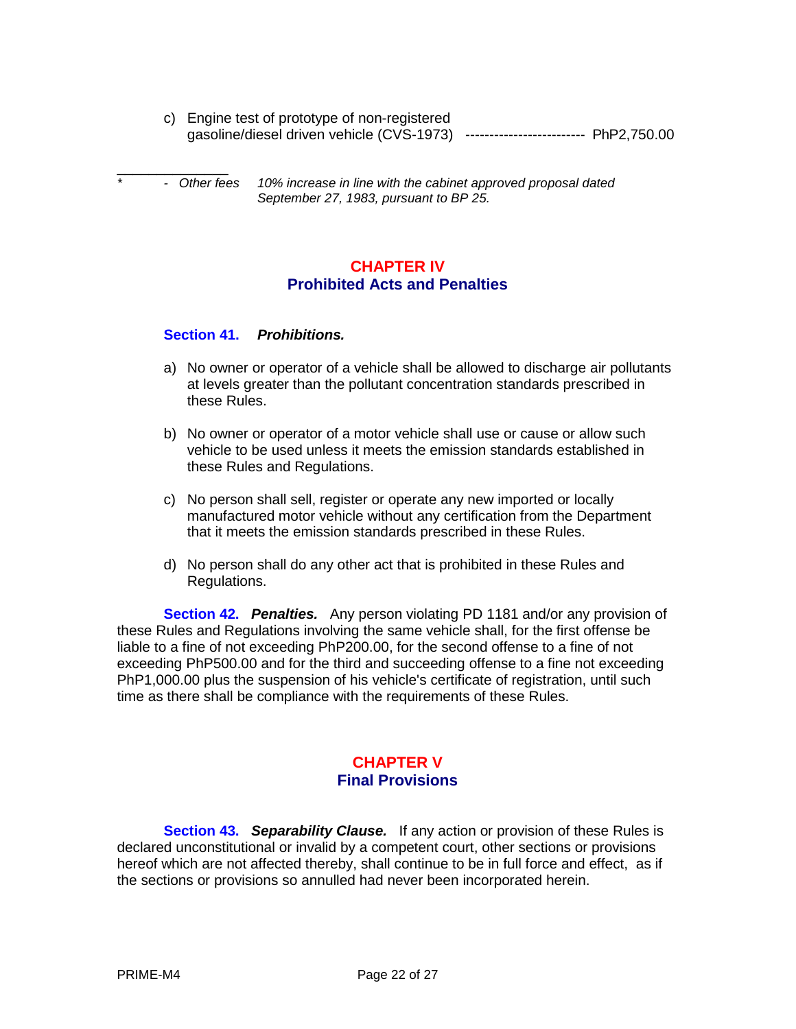c) Engine test of prototype of non-registered gasoline/diesel driven vehicle (CVS-1973) ------------------------- PhP2,750.00

---

\* - *Other fees* *10% increase in line with the cabinet approved proposal dated September 27, 1983, pursuant to BP 25.*

## CHAPTER IV
## Prohibited Acts and Penalties

**Section 41.** ***Prohibitions.***

a) No owner or operator of a vehicle shall be allowed to discharge air pollutants at levels greater than the pollutant concentration standards prescribed in these Rules.

b) No owner or operator of a motor vehicle shall use or cause or allow such vehicle to be used unless it meets the emission standards established in these Rules and Regulations.

c) No person shall sell, register or operate any new imported or locally manufactured motor vehicle without any certification from the Department that it meets the emission standards prescribed in these Rules.

d) No person shall do any other act that is prohibited in these Rules and Regulations.

**Section 42.** ***Penalties.*** Any person violating PD 1181 and/or any provision of these Rules and Regulations involving the same vehicle shall, for the first offense be liable to a fine of not exceeding PhP200.00, for the second offense to a fine of not exceeding PhP500.00 and for the third and succeeding offense to a fine not exceeding PhP1,000.00 plus the suspension of his vehicle's certificate of registration, until such time as there shall be compliance with the requirements of these Rules.

## CHAPTER V
## Final Provisions

**Section 43.** ***Separability Clause.*** If any action or provision of these Rules is declared unconstitutional or invalid by a competent court, other sections or provisions hereof which are not affected thereby, shall continue to be in full force and effect, as if the sections or provisions so annulled had never been incorporated herein.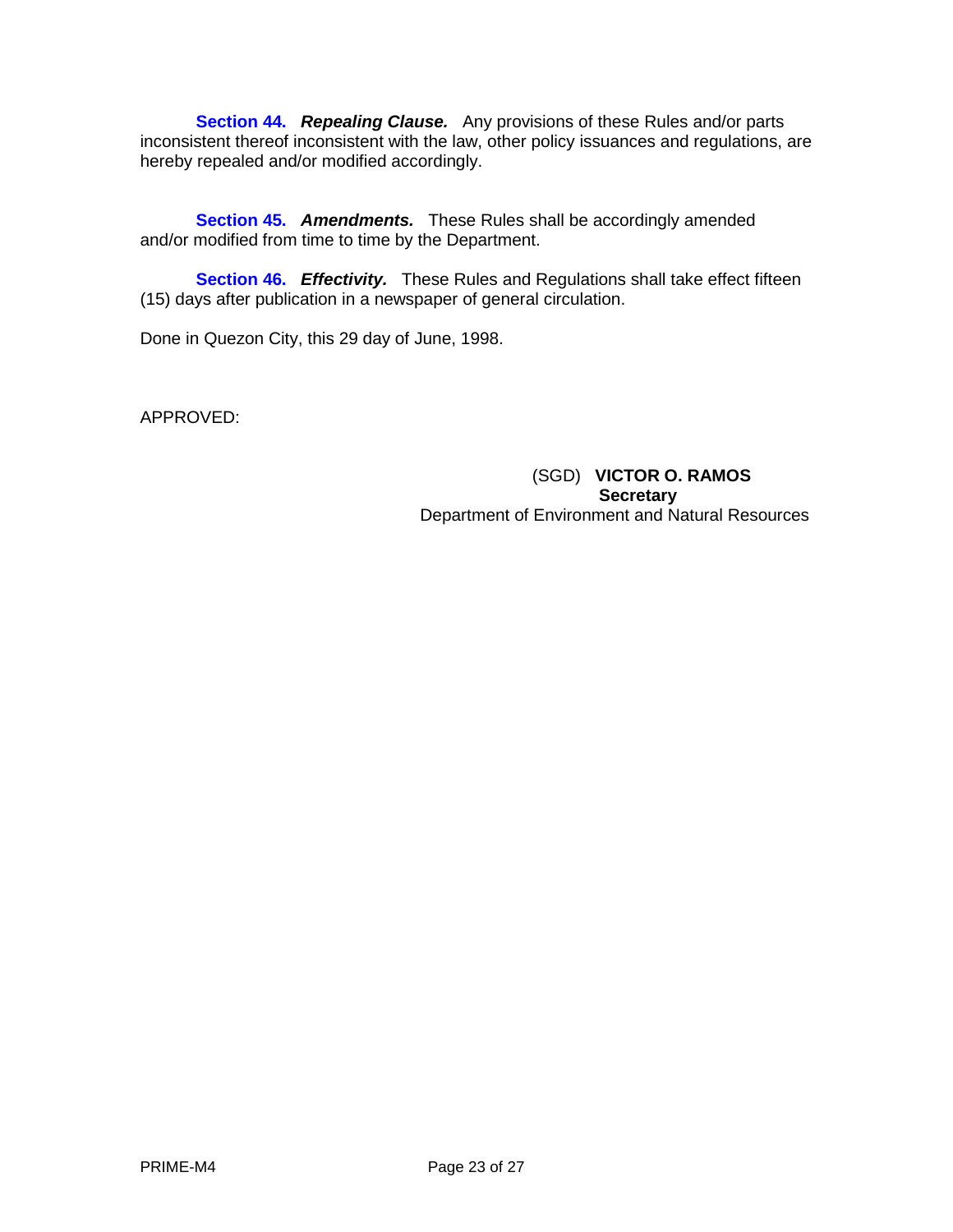**Section 44.** ***Repealing Clause.*** Any provisions of these Rules and/or parts inconsistent thereof inconsistent with the law, other policy issuances and regulations, are hereby repealed and/or modified accordingly.

**Section 45.** ***Amendments.*** These Rules shall be accordingly amended and/or modified from time to time by the Department.

**Section 46.** ***Effectivity.*** These Rules and Regulations shall take effect fifteen (15) days after publication in a newspaper of general circulation.

Done in Quezon City, this 29 day of June, 1998.

APPROVED:

(SGD) **VICTOR O. RAMOS**
**Secretary**
Department of Environment and Natural Resources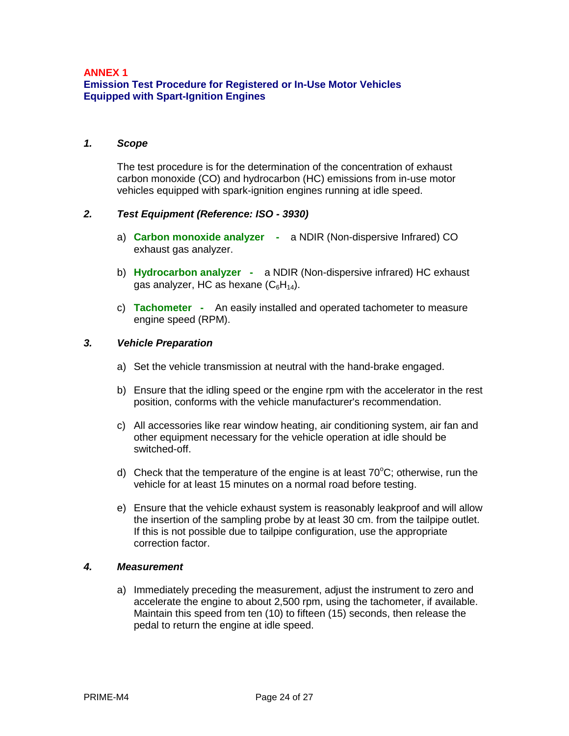**ANNEX 1**

**Emission Test Procedure for Registered or In-Use Motor Vehicles Equipped with Spart-Ignition Engines**

### *1. Scope*

The test procedure is for the determination of the concentration of exhaust carbon monoxide (CO) and hydrocarbon (HC) emissions from in-use motor vehicles equipped with spark-ignition engines running at idle speed.

### *2. Test Equipment (Reference: ISO - 3930)*

a) **Carbon monoxide analyzer -** a NDIR (Non-dispersive Infrared) CO exhaust gas analyzer.

b) **Hydrocarbon analyzer -** a NDIR (Non-dispersive infrared) HC exhaust gas analyzer, HC as hexane ($C_6H_{14}$).

c) **Tachometer -** An easily installed and operated tachometer to measure engine speed (RPM).

### *3. Vehicle Preparation*

a) Set the vehicle transmission at neutral with the hand-brake engaged.

b) Ensure that the idling speed or the engine rpm with the accelerator in the rest position, conforms with the vehicle manufacturer's recommendation.

c) All accessories like rear window heating, air conditioning system, air fan and other equipment necessary for the vehicle operation at idle should be switched-off.

d) Check that the temperature of the engine is at least 70$^{o}$C; otherwise, run the vehicle for at least 15 minutes on a normal road before testing.

e) Ensure that the vehicle exhaust system is reasonably leakproof and will allow the insertion of the sampling probe by at least 30 cm. from the tailpipe outlet. If this is not possible due to tailpipe configuration, use the appropriate correction factor.

### *4. Measurement*

a) Immediately preceding the measurement, adjust the instrument to zero and accelerate the engine to about 2,500 rpm, using the tachometer, if available. Maintain this speed from ten (10) to fifteen (15) seconds, then release the pedal to return the engine at idle speed.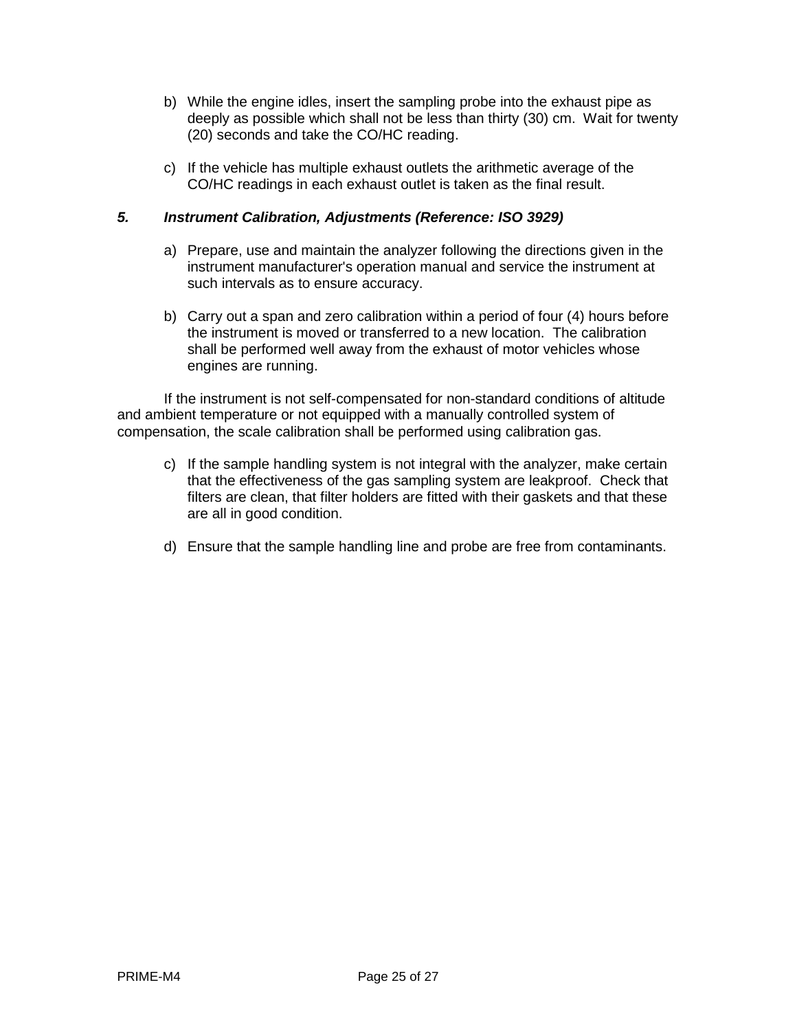b) While the engine idles, insert the sampling probe into the exhaust pipe as deeply as possible which shall not be less than thirty (30) cm. Wait for twenty (20) seconds and take the CO/HC reading.

c) If the vehicle has multiple exhaust outlets the arithmetic average of the CO/HC readings in each exhaust outlet is taken as the final result.

### *5. Instrument Calibration, Adjustments (Reference: ISO 3929)*

a) Prepare, use and maintain the analyzer following the directions given in the instrument manufacturer's operation manual and service the instrument at such intervals as to ensure accuracy.

b) Carry out a span and zero calibration within a period of four (4) hours before the instrument is moved or transferred to a new location. The calibration shall be performed well away from the exhaust of motor vehicles whose engines are running.

If the instrument is not self-compensated for non-standard conditions of altitude and ambient temperature or not equipped with a manually controlled system of compensation, the scale calibration shall be performed using calibration gas.

c) If the sample handling system is not integral with the analyzer, make certain that the effectiveness of the gas sampling system are leakproof. Check that filters are clean, that filter holders are fitted with their gaskets and that these are all in good condition.

d) Ensure that the sample handling line and probe are free from contaminants.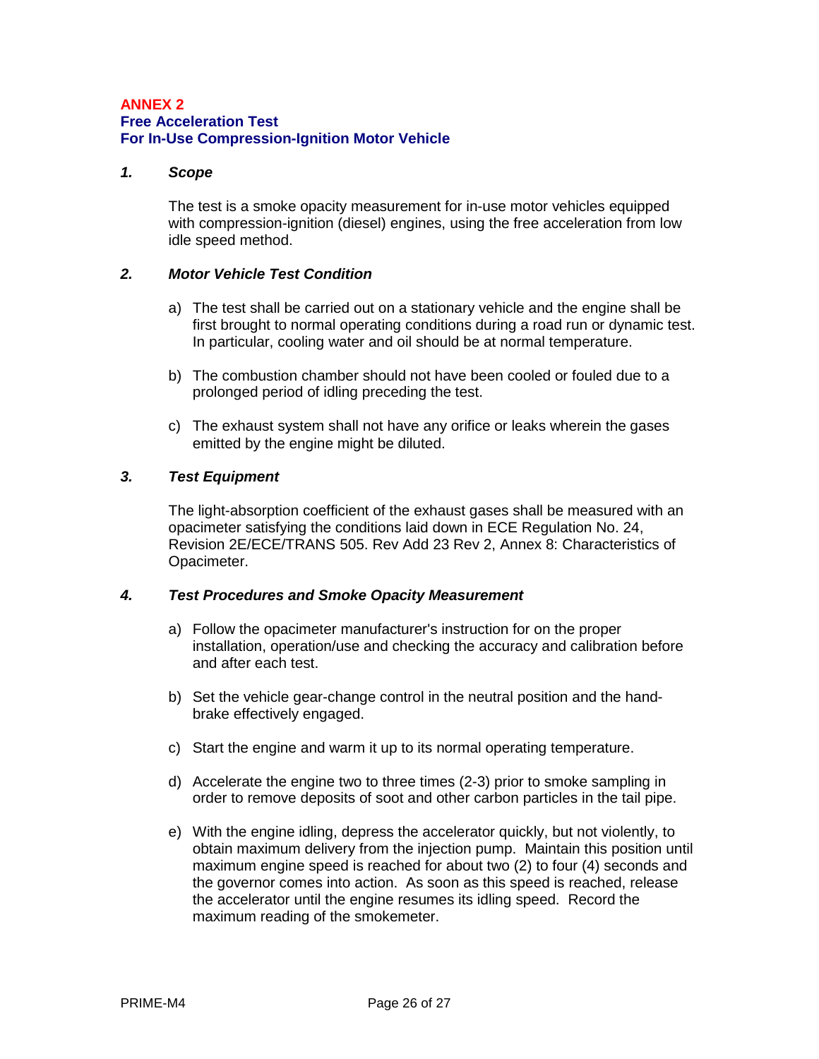# ANNEX 2
## Free Acceleration Test
## For In-Use Compression-Ignition Motor Vehicle

### *1. Scope*

The test is a smoke opacity measurement for in-use motor vehicles equipped with compression-ignition (diesel) engines, using the free acceleration from low idle speed method.

### *2. Motor Vehicle Test Condition*

a) The test shall be carried out on a stationary vehicle and the engine shall be first brought to normal operating conditions during a road run or dynamic test. In particular, cooling water and oil should be at normal temperature.

b) The combustion chamber should not have been cooled or fouled due to a prolonged period of idling preceding the test.

c) The exhaust system shall not have any orifice or leaks wherein the gases emitted by the engine might be diluted.

### *3. Test Equipment*

The light-absorption coefficient of the exhaust gases shall be measured with an opacimeter satisfying the conditions laid down in ECE Regulation No. 24, Revision 2E/ECE/TRANS 505. Rev Add 23 Rev 2, Annex 8: Characteristics of Opacimeter.

### *4. Test Procedures and Smoke Opacity Measurement*

a) Follow the opacimeter manufacturer's instruction for on the proper installation, operation/use and checking the accuracy and calibration before and after each test.

b) Set the vehicle gear-change control in the neutral position and the hand-brake effectively engaged.

c) Start the engine and warm it up to its normal operating temperature.

d) Accelerate the engine two to three times (2-3) prior to smoke sampling in order to remove deposits of soot and other carbon particles in the tail pipe.

e) With the engine idling, depress the accelerator quickly, but not violently, to obtain maximum delivery from the injection pump. Maintain this position until maximum engine speed is reached for about two (2) to four (4) seconds and the governor comes into action. As soon as this speed is reached, release the accelerator until the engine resumes its idling speed. Record the maximum reading of the smokemeter.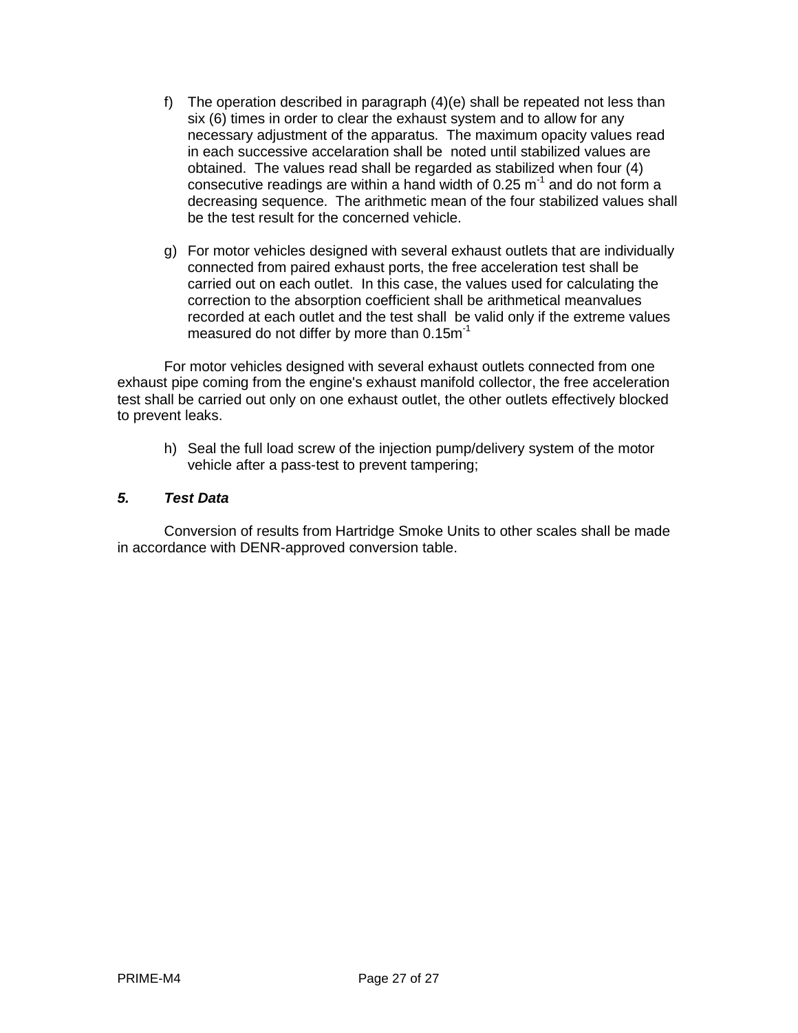f) The operation described in paragraph (4)(e) shall be repeated not less than six (6) times in order to clear the exhaust system and to allow for any necessary adjustment of the apparatus. The maximum opacity values read in each successive accelaration shall be noted until stabilized values are obtained. The values read shall be regarded as stabilized when four (4) consecutive readings are within a hand width of 0.25 $m^{-1}$ and do not form a decreasing sequence. The arithmetic mean of the four stabilized values shall be the test result for the concerned vehicle.

g) For motor vehicles designed with several exhaust outlets that are individually connected from paired exhaust ports, the free acceleration test shall be carried out on each outlet. In this case, the values used for calculating the correction to the absorption coefficient shall be arithmetical meanvalues recorded at each outlet and the test shall be valid only if the extreme values measured do not differ by more than 0.15$m^{-1}$

For motor vehicles designed with several exhaust outlets connected from one exhaust pipe coming from the engine's exhaust manifold collector, the free acceleration test shall be carried out only on one exhaust outlet, the other outlets effectively blocked to prevent leaks.

h) Seal the full load screw of the injection pump/delivery system of the motor vehicle after a pass-test to prevent tampering;

## ***5. Test Data***

Conversion of results from Hartridge Smoke Units to other scales shall be made in accordance with DENR-approved conversion table.